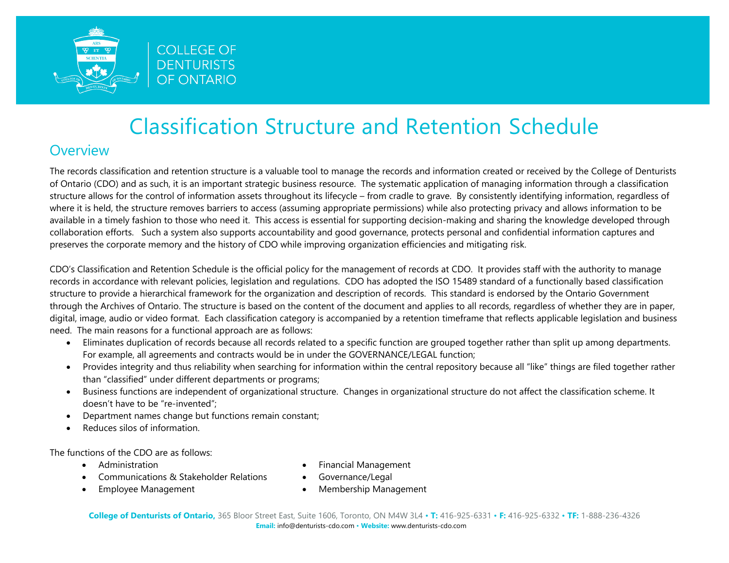# Classification Structure and Retention Schedule

## Overview

The records classification and retention structure is a valuable tool to manage the records and information created or received by the College of Denturists of Ontario (CDO) and as such, it is an important strategic business resource. The systematic application of managing information through a classification structure allows for the control of information assets throughout its lifecycle – from cradle to grave. By consistently identifying information, regardless of where it is held, the structure removes barriers to access (assuming appropriate permissions) while also protecting privacy and allows information to be available in a timely fashion to those who need it. This access is essential for supporting decision-making and sharing the knowledge developed through collaboration efforts. Such a system also supports accountability and good governance, protects personal and confidential information captures and preserves the corporate memory and the history of CDO while improving organization efficiencies and mitigating risk.

CDO's Classification and Retention Schedule is the official policy for the management of records at CDO. It provides staff with the authority to manage records in accordance with relevant policies, legislation and regulations. CDO has adopted the ISO 15489 standard of a functionally based classification structure to provide a hierarchical framework for the organization and description of records. This standard is endorsed by the Ontario Government through the Archives of Ontario. The structure is based on the content of the document and applies to all records, regardless of whether they are in paper, digital, image, audio or video format. Each classification category is accompanied by a retention timeframe that reflects applicable legislation and business need. The main reasons for a functional approach are as follows:

- Eliminates duplication of records because all records related to a specific function are grouped together rather than split up among departments. For example, all agreements and contracts would be in under the GOVERNANCE/LEGAL function;
- Provides integrity and thus reliability when searching for information within the central repository because all "like" things are filed together rather than "classified" under different departments or programs;
- Business functions are independent of organizational structure. Changes in organizational structure do not affect the classification scheme. It doesn't have to be "re-invented";
- Department names change but functions remain constant;
- Reduces silos of information.

The functions of the CDO are as follows:

- Administration
- Communications & Stakeholder Relations
- Employee Management
- Financial Management
- Governance/Legal
- Membership Management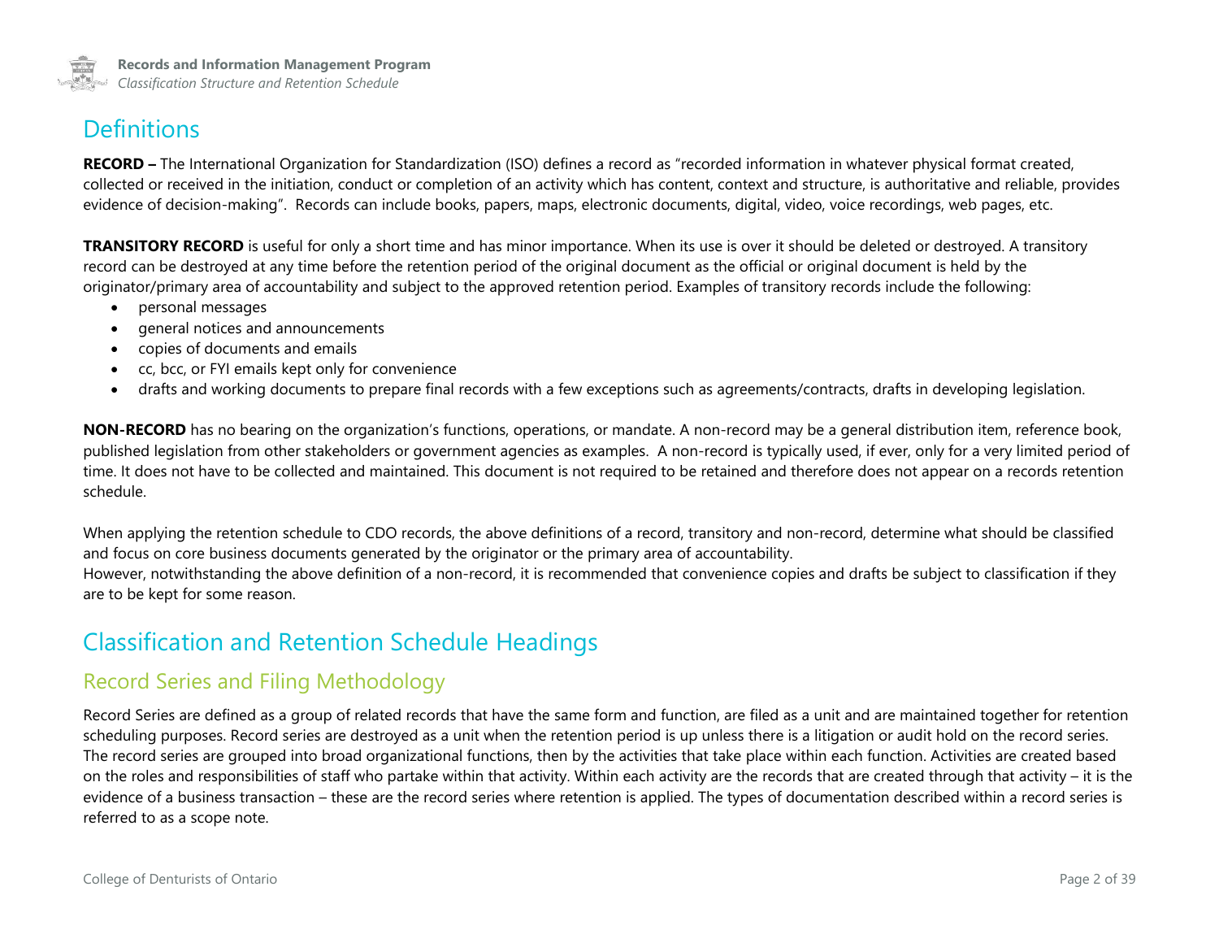## Definitions

**RECORD –** The International Organization for Standardization (ISO) defines a record as "recorded information in whatever physical format created, collected or received in the initiation, conduct or completion of an activity which has content, context and structure, is authoritative and reliable, provides evidence of decision-making". Records can include books, papers, maps, electronic documents, digital, video, voice recordings, web pages, etc.

**TRANSITORY RECORD** is useful for only a short time and has minor importance. When its use is over it should be deleted or destroyed. A transitory record can be destroyed at any time before the retention period of the original document as the official or original document is held by the originator/primary area of accountability and subject to the approved retention period. Examples of transitory records include the following:

- personal messages
- general notices and announcements
- copies of documents and emails
- cc, bcc, or FYI emails kept only for convenience
- drafts and working documents to prepare final records with a few exceptions such as agreements/contracts, drafts in developing legislation.

**NON-RECORD** has no bearing on the organization's functions, operations, or mandate. A non-record may be a general distribution item, reference book, published legislation from other stakeholders or government agencies as examples. A non-record is typically used, if ever, only for a very limited period of time. It does not have to be collected and maintained. This document is not required to be retained and therefore does not appear on a records retention schedule.

When applying the retention schedule to CDO records, the above definitions of a record, transitory and non-record, determine what should be classified and focus on core business documents generated by the originator or the primary area of accountability.
However, notwithstanding the above definition of a non-record, it is recommended that convenience copies and drafts be subject to classification if they are to be kept for some reason.

## Classification and Retention Schedule Headings

### Record Series and Filing Methodology

Record Series are defined as a group of related records that have the same form and function, are filed as a unit and are maintained together for retention scheduling purposes. Record series are destroyed as a unit when the retention period is up unless there is a litigation or audit hold on the record series. The record series are grouped into broad organizational functions, then by the activities that take place within each function. Activities are created based on the roles and responsibilities of staff who partake within that activity. Within each activity are the records that are created through that activity – it is the evidence of a business transaction – these are the record series where retention is applied. The types of documentation described within a record series is referred to as a scope note.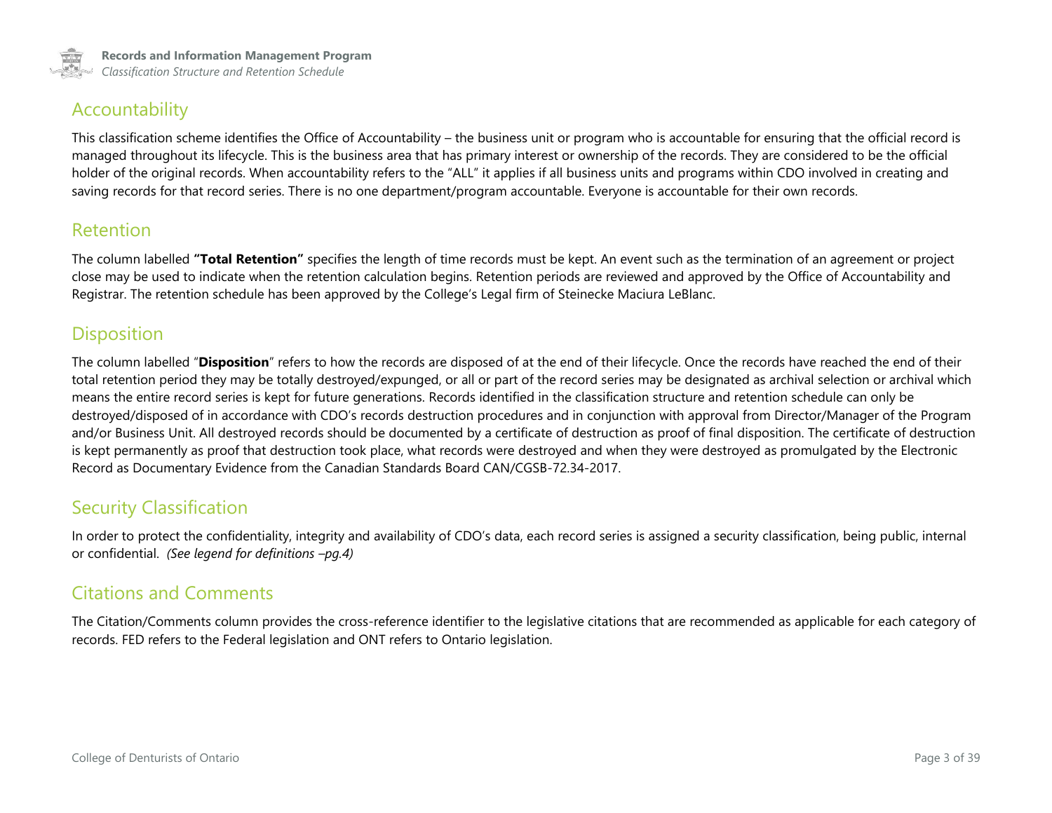## Accountability

This classification scheme identifies the Office of Accountability – the business unit or program who is accountable for ensuring that the official record is managed throughout its lifecycle. This is the business area that has primary interest or ownership of the records. They are considered to be the official holder of the original records. When accountability refers to the "ALL" it applies if all business units and programs within CDO involved in creating and saving records for that record series. There is no one department/program accountable. Everyone is accountable for their own records.

## Retention

The column labelled **"Total Retention"** specifies the length of time records must be kept. An event such as the termination of an agreement or project close may be used to indicate when the retention calculation begins. Retention periods are reviewed and approved by the Office of Accountability and Registrar. The retention schedule has been approved by the College's Legal firm of Steinecke Maciura LeBlanc.

## Disposition

The column labelled "**Disposition**" refers to how the records are disposed of at the end of their lifecycle. Once the records have reached the end of their total retention period they may be totally destroyed/expunged, or all or part of the record series may be designated as archival selection or archival which means the entire record series is kept for future generations. Records identified in the classification structure and retention schedule can only be destroyed/disposed of in accordance with CDO's records destruction procedures and in conjunction with approval from Director/Manager of the Program and/or Business Unit. All destroyed records should be documented by a certificate of destruction as proof of final disposition. The certificate of destruction is kept permanently as proof that destruction took place, what records were destroyed and when they were destroyed as promulgated by the Electronic Record as Documentary Evidence from the Canadian Standards Board CAN/CGSB-72.34-2017.

## Security Classification

In order to protect the confidentiality, integrity and availability of CDO's data, each record series is assigned a security classification, being public, internal or confidential. *(See legend for definitions –pg.4)*

## Citations and Comments

The Citation/Comments column provides the cross-reference identifier to the legislative citations that are recommended as applicable for each category of records. FED refers to the Federal legislation and ONT refers to Ontario legislation.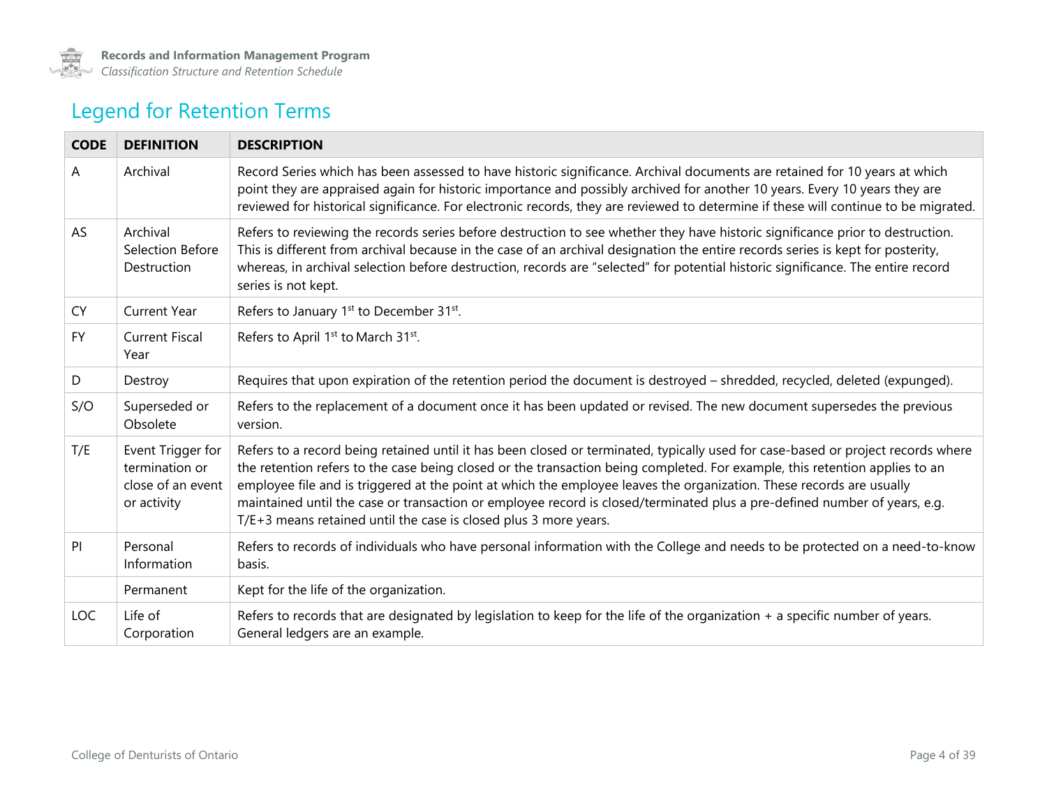## Legend for Retention Terms

| CODE | DEFINITION | DESCRIPTION |
|---|---|---|
| A | Archival | Record Series which has been assessed to have historic significance. Archival documents are retained for 10 years at which point they are appraised again for historic importance and possibly archived for another 10 years. Every 10 years they are reviewed for historical significance. For electronic records, they are reviewed to determine if these will continue to be migrated. |
| AS | Archival Selection Before Destruction | Refers to reviewing the records series before destruction to see whether they have historic significance prior to destruction. This is different from archival because in the case of an archival designation the entire records series is kept for posterity, whereas, in archival selection before destruction, records are "selected" for potential historic significance. The entire record series is not kept. |
| CY | Current Year | Refers to January 1st to December 31st. |
| FY | Current Fiscal Year | Refers to April 1st to March 31st. |
| D | Destroy | Requires that upon expiration of the retention period the document is destroyed – shredded, recycled, deleted (expunged). |
| S/O | Superseded or Obsolete | Refers to the replacement of a document once it has been updated or revised. The new document supersedes the previous version. |
| T/E | Event Trigger for termination or close of an event or activity | Refers to a record being retained until it has been closed or terminated, typically used for case-based or project records where the retention refers to the case being closed or the transaction being completed. For example, this retention applies to an employee file and is triggered at the point at which the employee leaves the organization. These records are usually maintained until the case or transaction or employee record is closed/terminated plus a pre-defined number of years, e.g. T/E+3 means retained until the case is closed plus 3 more years. |
| PI | Personal Information | Refers to records of individuals who have personal information with the College and needs to be protected on a need-to-know basis. |
| | Permanent | Kept for the life of the organization. |
| LOC | Life of Corporation | Refers to records that are designated by legislation to keep for the life of the organization + a specific number of years. General ledgers are an example. |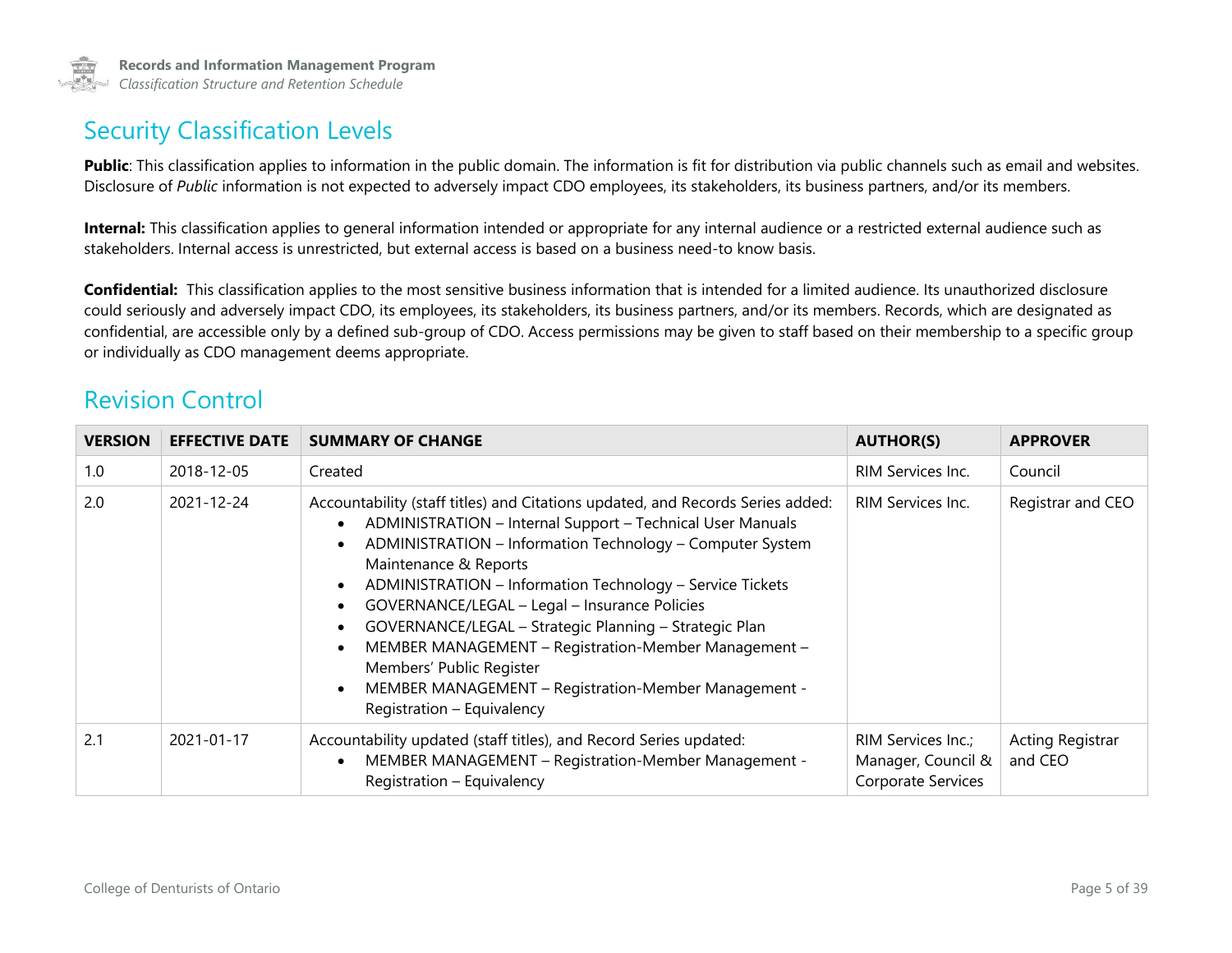## Security Classification Levels

**Public**: This classification applies to information in the public domain. The information is fit for distribution via public channels such as email and websites. Disclosure of *Public* information is not expected to adversely impact CDO employees, its stakeholders, its business partners, and/or its members.

**Internal:** This classification applies to general information intended or appropriate for any internal audience or a restricted external audience such as stakeholders. Internal access is unrestricted, but external access is based on a business need-to know basis.

**Confidential:** This classification applies to the most sensitive business information that is intended for a limited audience. Its unauthorized disclosure could seriously and adversely impact CDO, its employees, its stakeholders, its business partners, and/or its members. Records, which are designated as confidential, are accessible only by a defined sub-group of CDO. Access permissions may be given to staff based on their membership to a specific group or individually as CDO management deems appropriate.

## Revision Control

| VERSION | EFFECTIVE DATE | SUMMARY OF CHANGE | AUTHOR(S) | APPROVER |
|---|---|---|---|---|
| 1.0 | 2018-12-05 | Created | RIM Services Inc. | Council |
| 2.0 | 2021-12-24 | Accountability (staff titles) and Citations updated, and Records Series added:<br>• ADMINISTRATION – Internal Support – Technical User Manuals<br>• ADMINISTRATION – Information Technology – Computer System Maintenance & Reports<br>• ADMINISTRATION – Information Technology – Service Tickets<br>• GOVERNANCE/LEGAL – Legal – Insurance Policies<br>• GOVERNANCE/LEGAL – Strategic Planning – Strategic Plan<br>• MEMBER MANAGEMENT – Registration-Member Management – Members' Public Register<br>• MEMBER MANAGEMENT – Registration-Member Management - Registration – Equivalency | RIM Services Inc. | Registrar and CEO |
| 2.1 | 2021-01-17 | Accountability updated (staff titles), and Record Series updated:<br>• MEMBER MANAGEMENT – Registration-Member Management - Registration – Equivalency | RIM Services Inc.; Manager, Council & Corporate Services | Acting Registrar and CEO |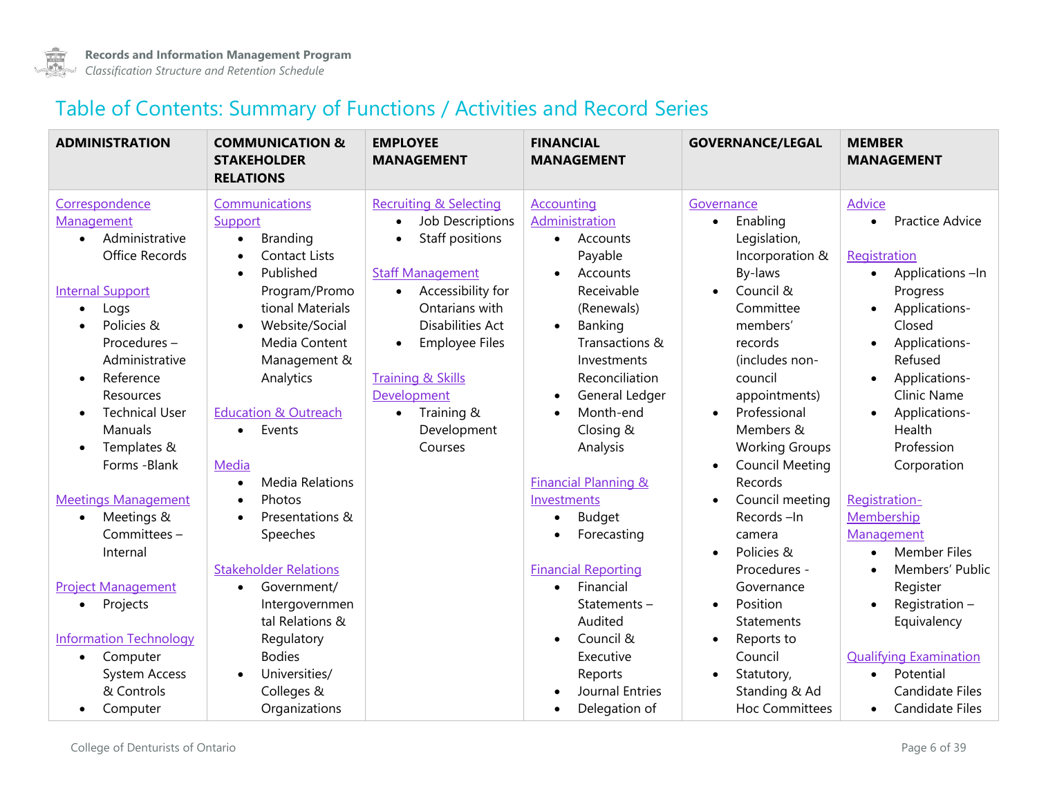## Table of Contents: Summary of Functions / Activities and Record Series

| ADMINISTRATION | COMMUNICATION & STAKEHOLDER RELATIONS | EMPLOYEE MANAGEMENT | FINANCIAL MANAGEMENT | GOVERNANCE/LEGAL | MEMBER MANAGEMENT |
|---|---|---|---|---|---|
| Correspondence Management<br>• Administrative Office Records<br><br>Internal Support<br>• Logs<br>• Policies & Procedures – Administrative<br>• Reference Resources<br>• Technical User Manuals<br>• Templates & Forms -Blank<br><br>Meetings Management<br>• Meetings & Committees – Internal<br><br>Project Management<br>• Projects<br><br>Information Technology<br>• Computer System Access & Controls<br>• Computer | Communications Support<br>• Branding<br>• Contact Lists<br>• Published Program/Promotional Materials<br>• Website/Social Media Content Management & Analytics<br><br>Education & Outreach<br>• Events<br><br>Media<br>• Media Relations<br>• Photos<br>• Presentations & Speeches<br><br>Stakeholder Relations<br>• Government/ Intergovernmental Relations & Regulatory Bodies<br>• Universities/ Colleges & Organizations | Recruiting & Selecting<br>• Job Descriptions<br>• Staff positions<br><br>Staff Management<br>• Accessibility for Ontarians with Disabilities Act<br>• Employee Files<br><br>Training & Skills Development<br>• Training & Development Courses | Accounting Administration<br>• Accounts Payable<br>• Accounts Receivable (Renewals)<br>• Banking Transactions & Investments Reconciliation<br>• General Ledger<br>• Month-end Closing & Analysis<br><br>Financial Planning & Investments<br>• Budget<br>• Forecasting<br><br>Financial Reporting<br>• Financial Statements – Audited<br>• Council & Executive Reports<br>• Journal Entries<br>• Delegation of | Governance<br>• Enabling Legislation, Incorporation & By-laws<br>• Council & Committee members' records (includes non-council appointments)<br>• Professional Members & Working Groups<br>• Council Meeting Records<br>• Council meeting Records –In camera<br>• Policies & Procedures - Governance<br>• Position Statements<br>• Reports to Council<br>• Statutory, Standing & Ad Hoc Committees | Advice<br>• Practice Advice<br><br>Registration<br>• Applications –In Progress<br>• Applications-Closed<br>• Applications-Refused<br>• Applications-Clinic Name<br>• Applications-Health Profession Corporation<br><br>Registration-Membership Management<br>• Member Files<br>• Members' Public Register<br>• Registration – Equivalency<br><br>Qualifying Examination<br>• Potential Candidate Files<br>• Candidate Files |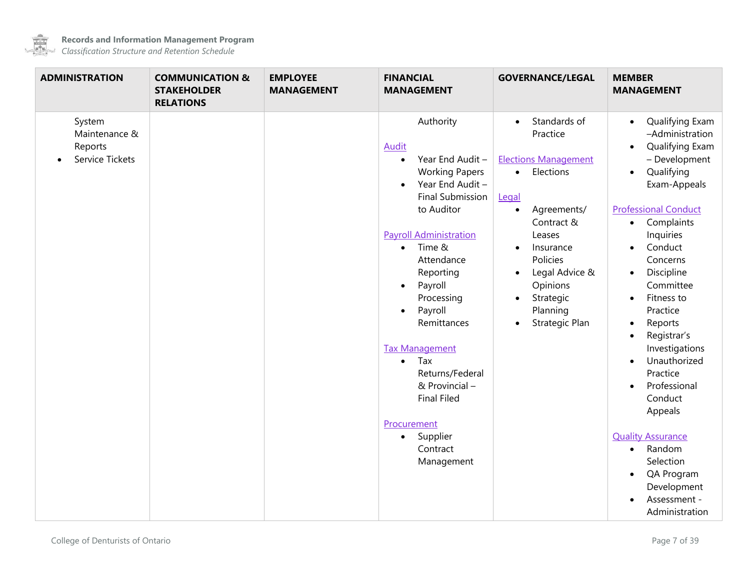| ADMINISTRATION | COMMUNICATION & STAKEHOLDER RELATIONS | EMPLOYEE MANAGEMENT | FINANCIAL MANAGEMENT | GOVERNANCE/LEGAL | MEMBER MANAGEMENT |
|---|---|---|---|---|---|
| System Maintenance & Reports<br>• Service Tickets | | | Authority<br><br>Audit<br>• Year End Audit – Working Papers<br>• Year End Audit – Final Submission to Auditor<br><br>Payroll Administration<br>• Time & Attendance Reporting<br>• Payroll Processing<br>• Payroll Remittances<br><br>Tax Management<br>• Tax Returns/Federal & Provincial – Final Filed<br><br>Procurement<br>• Supplier Contract Management | • Standards of Practice<br><br>Elections Management<br>• Elections<br><br>Legal<br>• Agreements/ Contract & Leases<br>• Insurance Policies<br>• Legal Advice & Opinions<br>• Strategic Planning<br>• Strategic Plan | • Qualifying Exam –Administration<br>• Qualifying Exam – Development<br>• Qualifying Exam-Appeals<br><br>Professional Conduct<br>• Complaints Inquiries<br>• Conduct Concerns<br>• Discipline Committee<br>• Fitness to Practice<br>• Reports<br>• Registrar's Investigations<br>• Unauthorized Practice<br>• Professional Conduct Appeals<br><br>Quality Assurance<br>• Random Selection<br>• QA Program Development<br>• Assessment - Administration |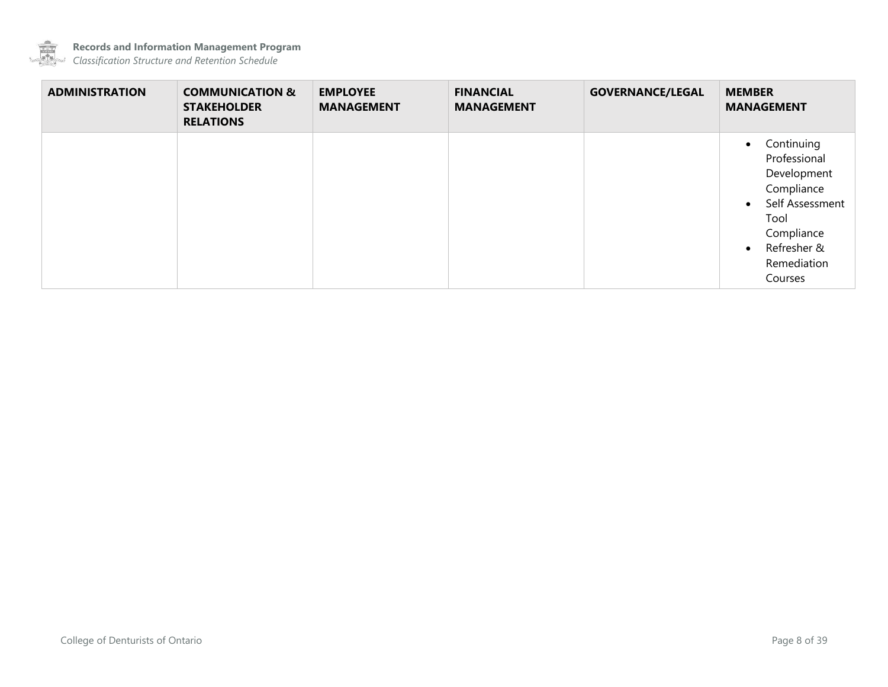| ADMINISTRATION | COMMUNICATION & STAKEHOLDER RELATIONS | EMPLOYEE MANAGEMENT | FINANCIAL MANAGEMENT | GOVERNANCE/LEGAL | MEMBER MANAGEMENT |
|---|---|---|---|---|---|
| | | | | | • Continuing Professional Development Compliance<br>• Self Assessment Tool Compliance<br>• Refresher & Remediation Courses |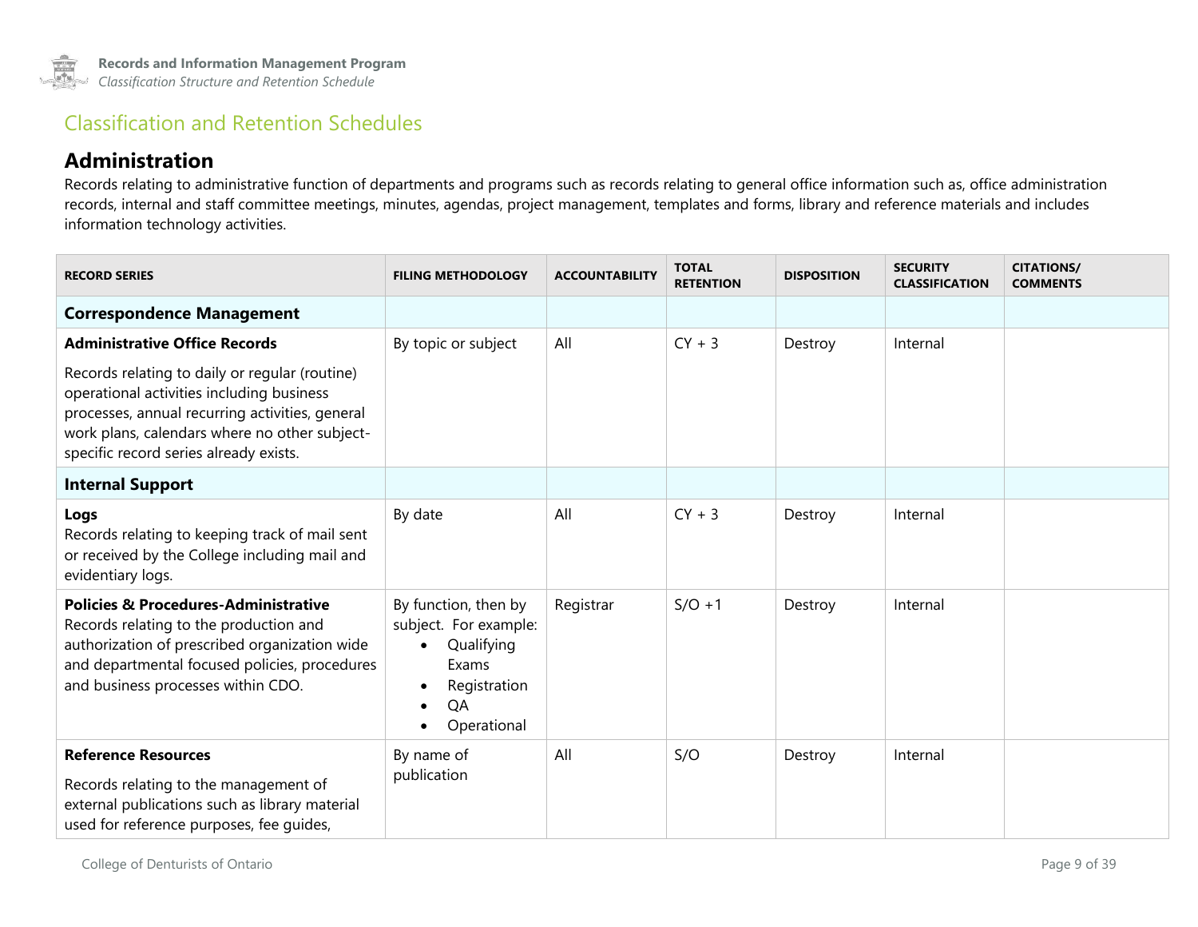## Classification and Retention Schedules

### Administration

Records relating to administrative function of departments and programs such as records relating to general office information such as, office administration records, internal and staff committee meetings, minutes, agendas, project management, templates and forms, library and reference materials and includes information technology activities.

| RECORD SERIES | FILING METHODOLOGY | ACCOUNTABILITY | TOTAL RETENTION | DISPOSITION | SECURITY CLASSIFICATION | CITATIONS/ COMMENTS |
|---|---|---|---|---|---|---|
| **Correspondence Management** | | | | | | |
| **Administrative Office Records**<br><br>Records relating to daily or regular (routine) operational activities including business processes, annual recurring activities, general work plans, calendars where no other subject-specific record series already exists. | By topic or subject | All | CY + 3 | Destroy | Internal | |
| **Internal Support** | | | | | | |
| **Logs**<br>Records relating to keeping track of mail sent or received by the College including mail and evidentiary logs. | By date | All | CY + 3 | Destroy | Internal | |
| **Policies & Procedures-Administrative**<br>Records relating to the production and authorization of prescribed organization wide and departmental focused policies, procedures and business processes within CDO. | By function, then by subject. For example:<br>• Qualifying Exams<br>• Registration<br>• QA<br>• Operational | Registrar | S/O +1 | Destroy | Internal | |
| **Reference Resources**<br><br>Records relating to the management of external publications such as library material used for reference purposes, fee guides, | By name of publication | All | S/O | Destroy | Internal | |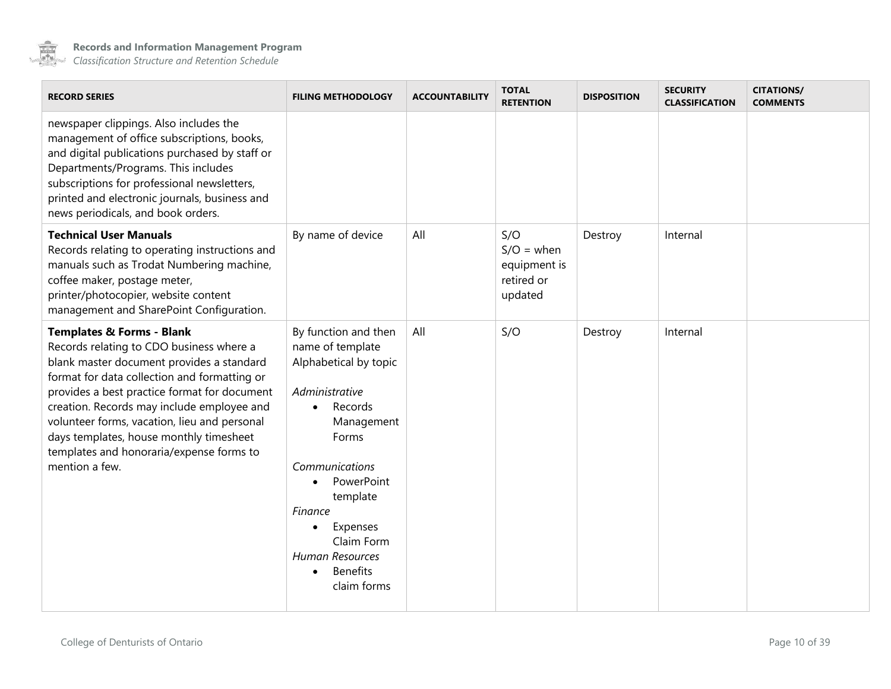| RECORD SERIES | FILING METHODOLOGY | ACCOUNTABILITY | TOTAL RETENTION | DISPOSITION | SECURITY CLASSIFICATION | CITATIONS/ COMMENTS |
|---|---|---|---|---|---|---|
| newspaper clippings. Also includes the management of office subscriptions, books, and digital publications purchased by staff or Departments/Programs. This includes subscriptions for professional newsletters, printed and electronic journals, business and news periodicals, and book orders. | | | | | | |
| **Technical User Manuals** Records relating to operating instructions and manuals such as Trodat Numbering machine, coffee maker, postage meter, printer/photocopier, website content management and SharePoint Configuration. | By name of device | All | S/O S/O = when equipment is retired or updated | Destroy | Internal | |
| **Templates & Forms - Blank** Records relating to CDO business where a blank master document provides a standard format for data collection and formatting or provides a best practice format for document creation. Records may include employee and volunteer forms, vacation, lieu and personal days templates, house monthly timesheet templates and honoraria/expense forms to mention a few. | By function and then name of template Alphabetical by topic<br><br>*Administrative*<br>• Records Management Forms<br><br>*Communications*<br>• PowerPoint template<br>*Finance*<br>• Expenses Claim Form<br>*Human Resources*<br>• Benefits claim forms | All | S/O | Destroy | Internal | |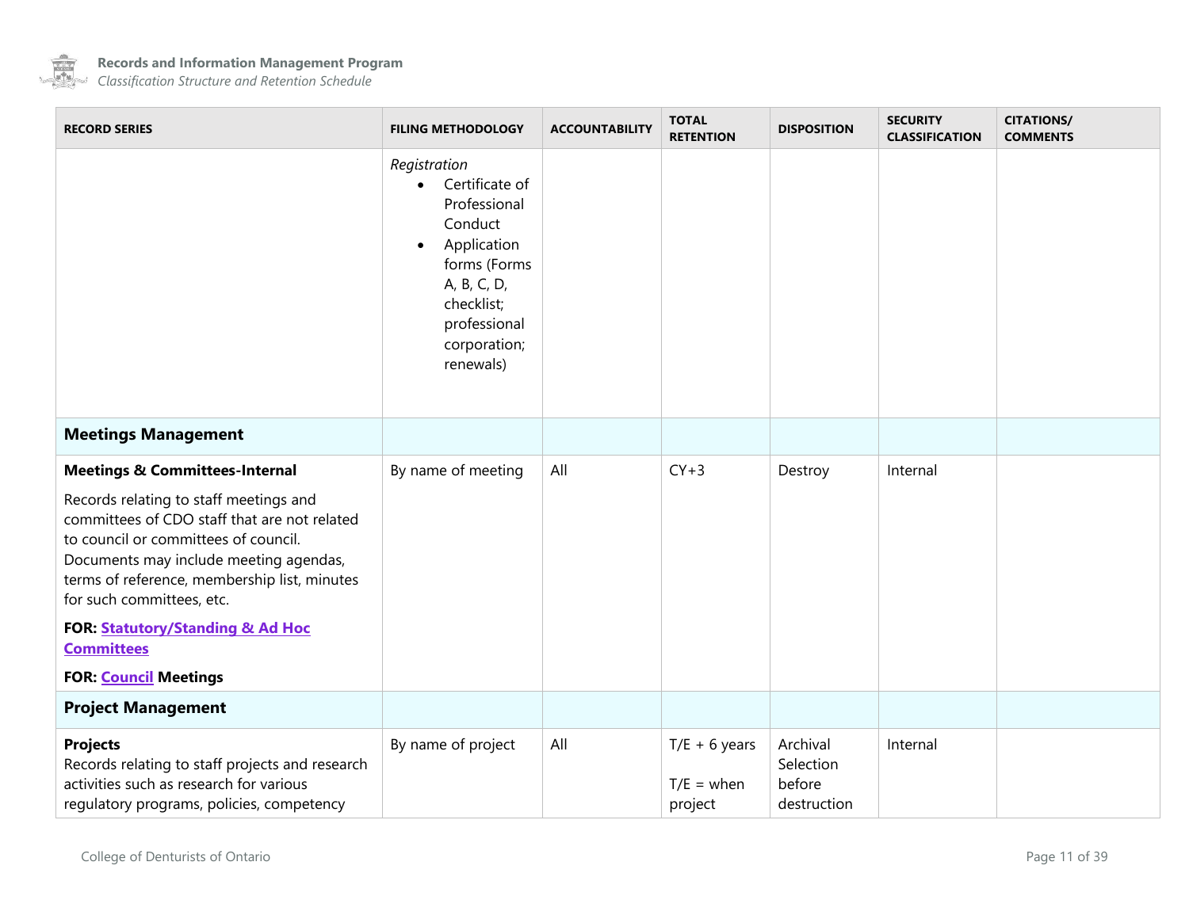| RECORD SERIES | FILING METHODOLOGY | ACCOUNTABILITY | TOTAL RETENTION | DISPOSITION | SECURITY CLASSIFICATION | CITATIONS/ COMMENTS |
|---|---|---|---|---|---|---|
| | *Registration*<br>• Certificate of Professional Conduct<br>• Application forms (Forms A, B, C, D, checklist; professional corporation; renewals) | | | | | |
| **Meetings Management** | | | | | | |
| **Meetings & Committees-Internal**<br>Records relating to staff meetings and committees of CDO staff that are not related to council or committees of council. Documents may include meeting agendas, terms of reference, membership list, minutes for such committees, etc.<br>**FOR: Statutory/Standing & Ad Hoc Committees**<br>**FOR: Council Meetings** | By name of meeting | All | CY+3 | Destroy | Internal | |
| **Project Management** | | | | | | |
| **Projects**<br>Records relating to staff projects and research activities such as research for various regulatory programs, policies, competency | By name of project | All | T/E + 6 years<br><br>T/E = when project | Archival Selection before destruction | Internal | |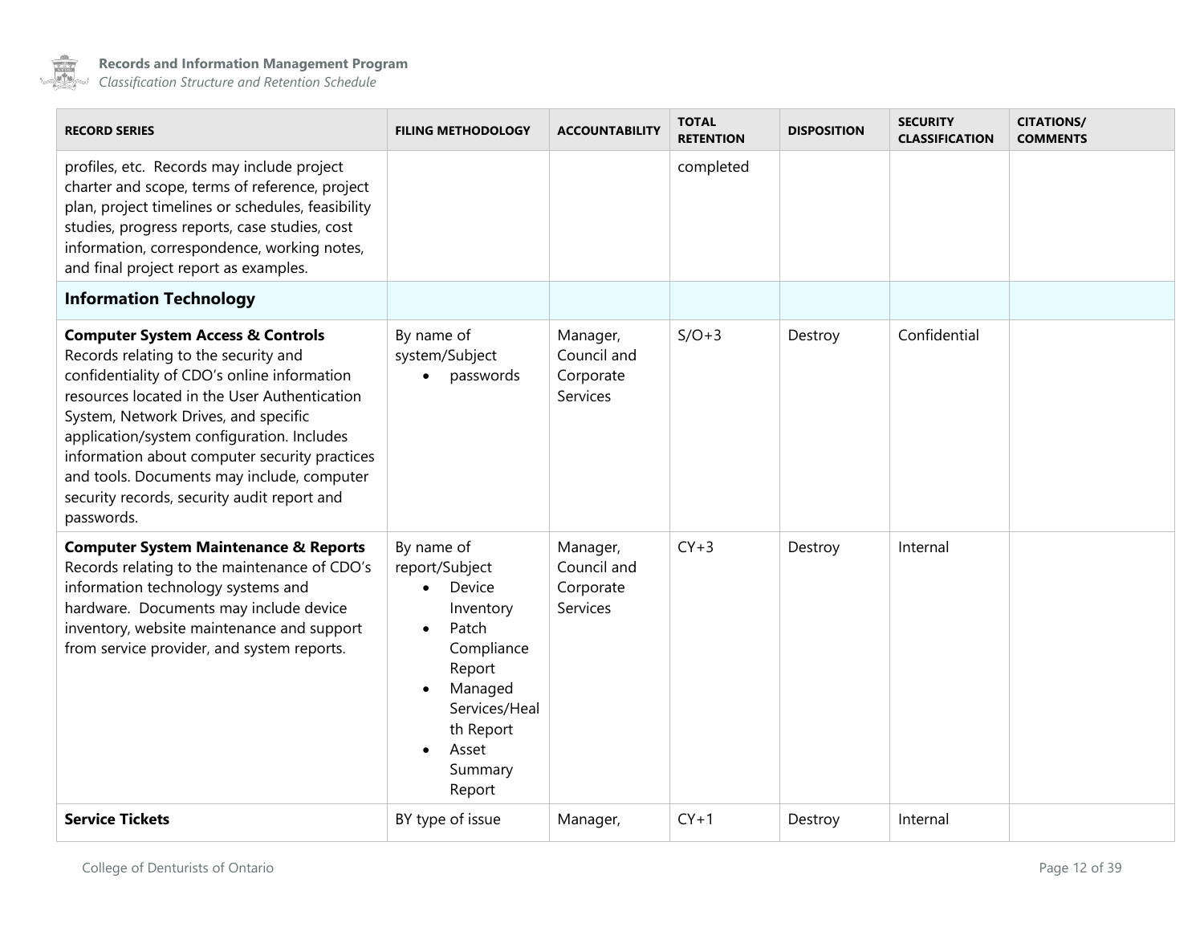| RECORD SERIES | FILING METHODOLOGY | ACCOUNTABILITY | TOTAL RETENTION | DISPOSITION | SECURITY CLASSIFICATION | CITATIONS/ COMMENTS |
|---|---|---|---|---|---|---|
| profiles, etc. Records may include project charter and scope, terms of reference, project plan, project timelines or schedules, feasibility studies, progress reports, case studies, cost information, correspondence, working notes, and final project report as examples. | | | completed | | | |
| **Information Technology** | | | | | | |
| **Computer System Access & Controls** Records relating to the security and confidentiality of CDO's online information resources located in the User Authentication System, Network Drives, and specific application/system configuration. Includes information about computer security practices and tools. Documents may include, computer security records, security audit report and passwords. | By name of system/Subject <br>• passwords | Manager, Council and Corporate Services | S/O+3 | Destroy | Confidential | |
| **Computer System Maintenance & Reports** Records relating to the maintenance of CDO's information technology systems and hardware. Documents may include device inventory, website maintenance and support from service provider, and system reports. | By name of report/Subject <br>• Device Inventory <br>• Patch Compliance Report <br>• Managed Services/Health Report <br>• Asset Summary Report | Manager, Council and Corporate Services | CY+3 | Destroy | Internal | |
| **Service Tickets** | BY type of issue | Manager, | CY+1 | Destroy | Internal | |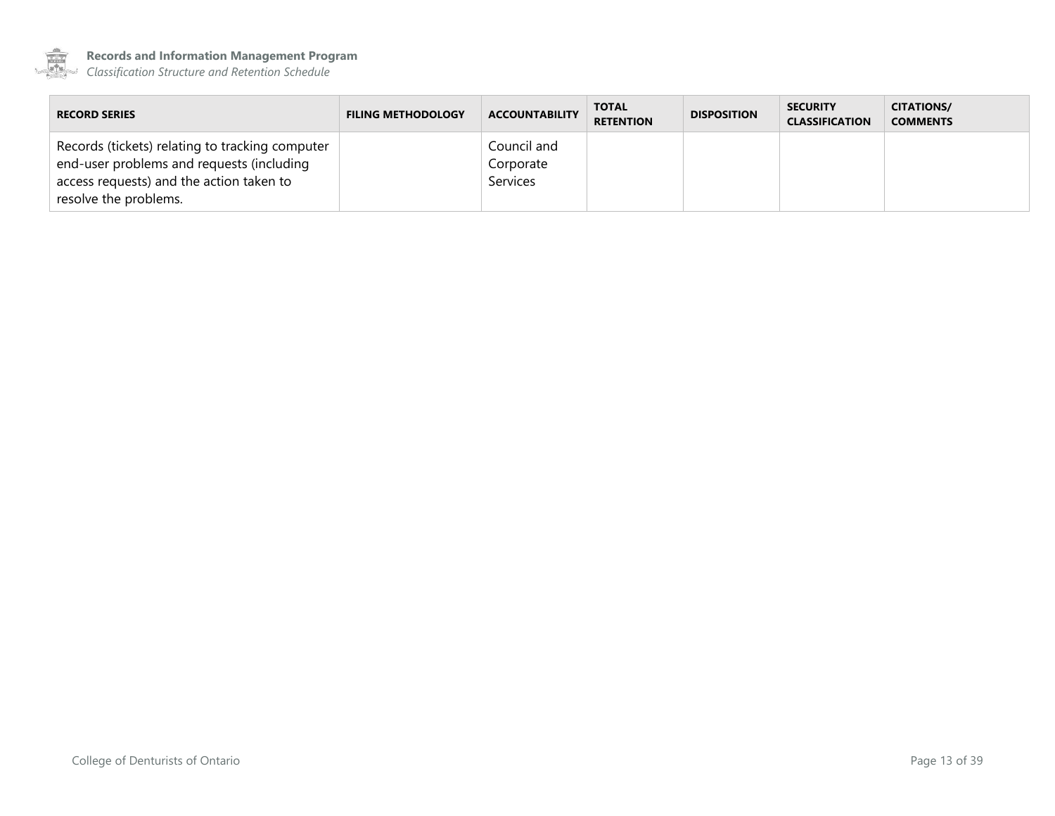| RECORD SERIES | FILING METHODOLOGY | ACCOUNTABILITY | TOTAL RETENTION | DISPOSITION | SECURITY CLASSIFICATION | CITATIONS/ COMMENTS |
|---|---|---|---|---|---|---|
| Records (tickets) relating to tracking computer end-user problems and requests (including access requests) and the action taken to resolve the problems. | | Council and Corporate Services | | | | |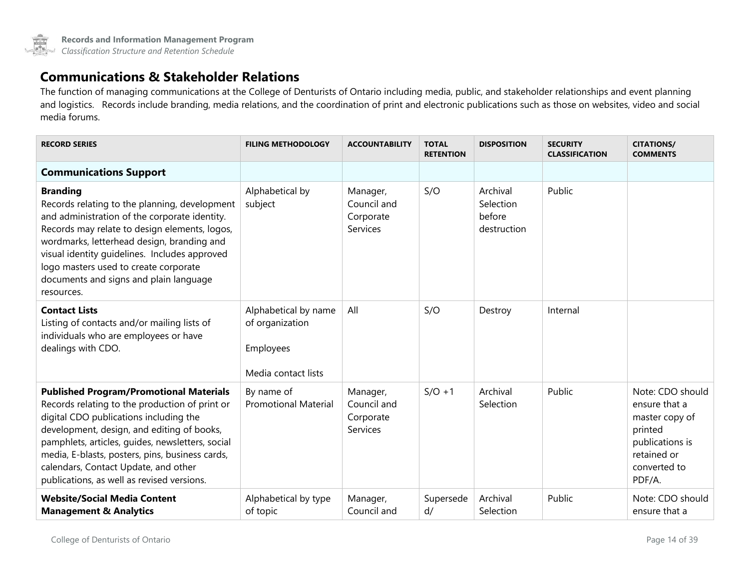## Communications & Stakeholder Relations

The function of managing communications at the College of Denturists of Ontario including media, public, and stakeholder relationships and event planning and logistics. Records include branding, media relations, and the coordination of print and electronic publications such as those on websites, video and social media forums.

| RECORD SERIES | FILING METHODOLOGY | ACCOUNTABILITY | TOTAL RETENTION | DISPOSITION | SECURITY CLASSIFICATION | CITATIONS/ COMMENTS |
|---|---|---|---|---|---|---|
| **Communications Support** | | | | | | |
| **Branding**<br>Records relating to the planning, development and administration of the corporate identity. Records may relate to design elements, logos, wordmarks, letterhead design, branding and visual identity guidelines. Includes approved logo masters used to create corporate documents and signs and plain language resources. | Alphabetical by subject | Manager, Council and Corporate Services | S/O | Archival Selection before destruction | Public | |
| **Contact Lists**<br>Listing of contacts and/or mailing lists of individuals who are employees or have dealings with CDO. | Alphabetical by name of organization<br><br>Employees<br><br>Media contact lists | All | S/O | Destroy | Internal | |
| **Published Program/Promotional Materials**<br>Records relating to the production of print or digital CDO publications including the development, design, and editing of books, pamphlets, articles, guides, newsletters, social media, E-blasts, posters, pins, business cards, calendars, Contact Update, and other publications, as well as revised versions. | By name of Promotional Material | Manager, Council and Corporate Services | S/O +1 | Archival Selection | Public | Note: CDO should ensure that a master copy of printed publications is retained or converted to PDF/A. |
| **Website/Social Media Content Management & Analytics** | Alphabetical by type of topic | Manager, Council and | Superseded/ | Archival Selection | Public | Note: CDO should ensure that a |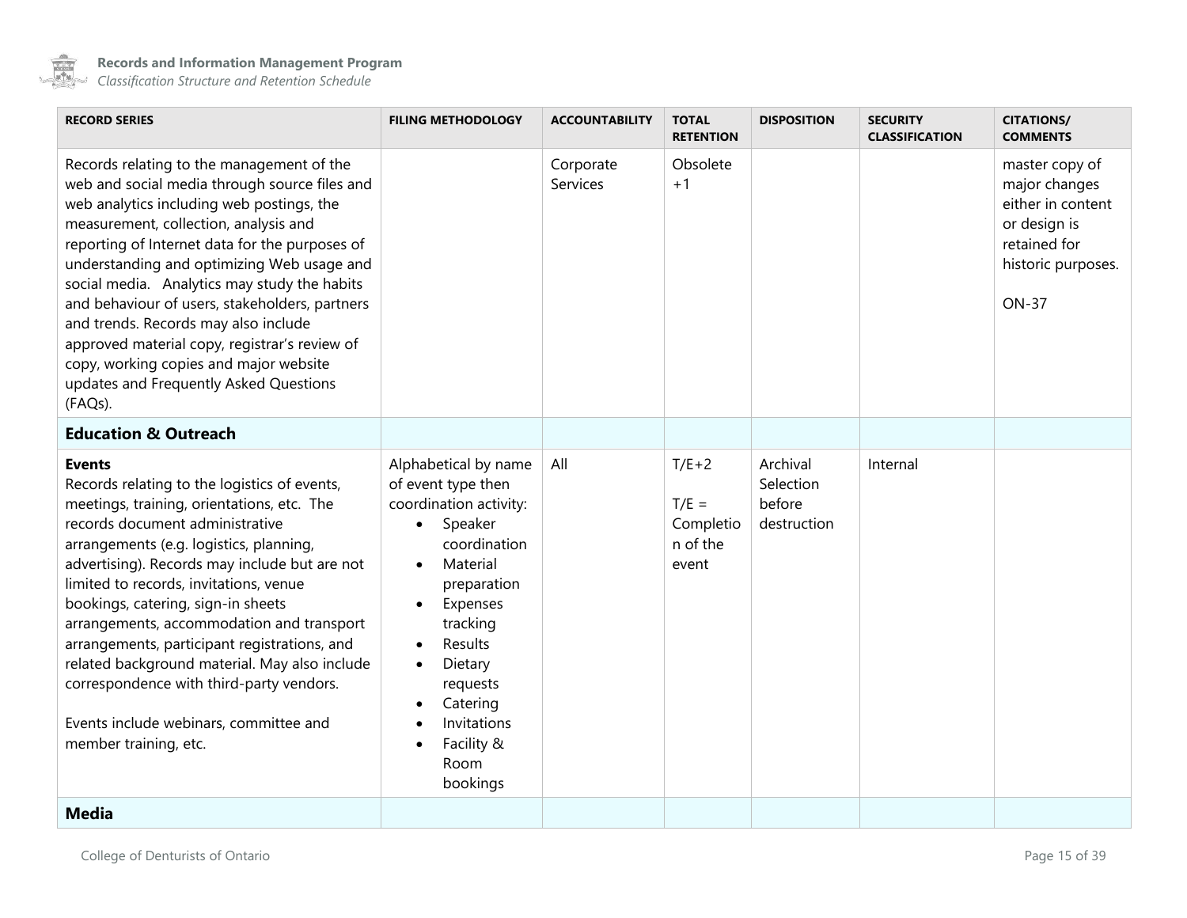| RECORD SERIES | FILING METHODOLOGY | ACCOUNTABILITY | TOTAL RETENTION | DISPOSITION | SECURITY CLASSIFICATION | CITATIONS/ COMMENTS |
|---|---|---|---|---|---|---|
| Records relating to the management of the web and social media through source files and web analytics including web postings, the measurement, collection, analysis and reporting of Internet data for the purposes of understanding and optimizing Web usage and social media. Analytics may study the habits and behaviour of users, stakeholders, partners and trends. Records may also include approved material copy, registrar's review of copy, working copies and major website updates and Frequently Asked Questions (FAQs). | | Corporate Services | Obsolete +1 | | | master copy of major changes either in content or design is retained for historic purposes.<br><br>ON-37 |
| **Education & Outreach** | | | | | | |
| **Events**<br>Records relating to the logistics of events, meetings, training, orientations, etc. The records document administrative arrangements (e.g. logistics, planning, advertising). Records may include but are not limited to records, invitations, venue bookings, catering, sign-in sheets arrangements, accommodation and transport arrangements, participant registrations, and related background material. May also include correspondence with third-party vendors.<br><br>Events include webinars, committee and member training, etc. | Alphabetical by name of event type then coordination activity:<br>• Speaker coordination<br>• Material preparation<br>• Expenses tracking<br>• Results<br>• Dietary requests<br>• Catering<br>• Invitations<br>• Facility & Room bookings | All | T/E+2<br><br>T/E = Completion of the event | Archival Selection before destruction | Internal | |
| **Media** | | | | | | |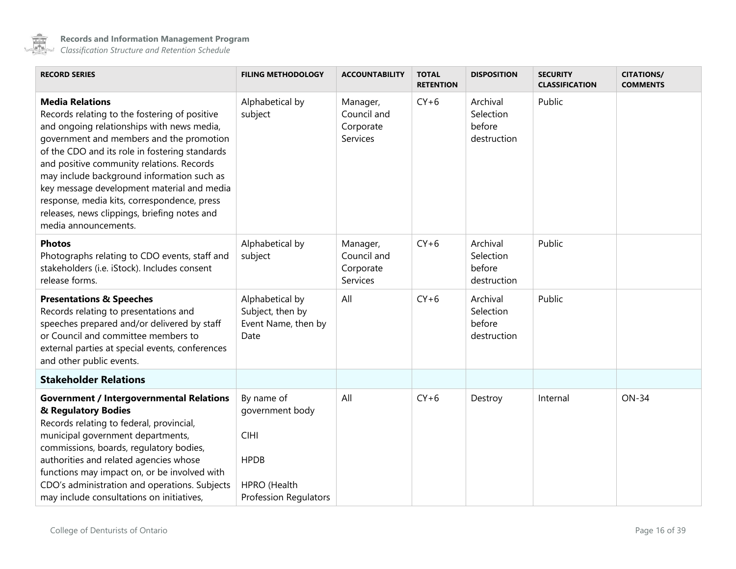| RECORD SERIES | FILING METHODOLOGY | ACCOUNTABILITY | TOTAL RETENTION | DISPOSITION | SECURITY CLASSIFICATION | CITATIONS/ COMMENTS |
|---|---|---|---|---|---|---|
| **Media Relations**<br>Records relating to the fostering of positive and ongoing relationships with news media, government and members and the promotion of the CDO and its role in fostering standards and positive community relations. Records may include background information such as key message development material and media response, media kits, correspondence, press releases, news clippings, briefing notes and media announcements. | Alphabetical by subject | Manager, Council and Corporate Services | CY+6 | Archival Selection before destruction | Public | |
| **Photos**<br>Photographs relating to CDO events, staff and stakeholders (i.e. iStock). Includes consent release forms. | Alphabetical by subject | Manager, Council and Corporate Services | CY+6 | Archival Selection before destruction | Public | |
| **Presentations & Speeches**<br>Records relating to presentations and speeches prepared and/or delivered by staff or Council and committee members to external parties at special events, conferences and other public events. | Alphabetical by Subject, then by Event Name, then by Date | All | CY+6 | Archival Selection before destruction | Public | |
| **Stakeholder Relations** | | | | | | |
| **Government / Intergovernmental Relations & Regulatory Bodies**<br>Records relating to federal, provincial, municipal government departments, commissions, boards, regulatory bodies, authorities and related agencies whose functions may impact on, or be involved with CDO's administration and operations. Subjects may include consultations on initiatives, | By name of government body<br><br>CIHI<br><br>HPDB<br><br>HPRO (Health Profession Regulators | All | CY+6 | Destroy | Internal | ON-34 |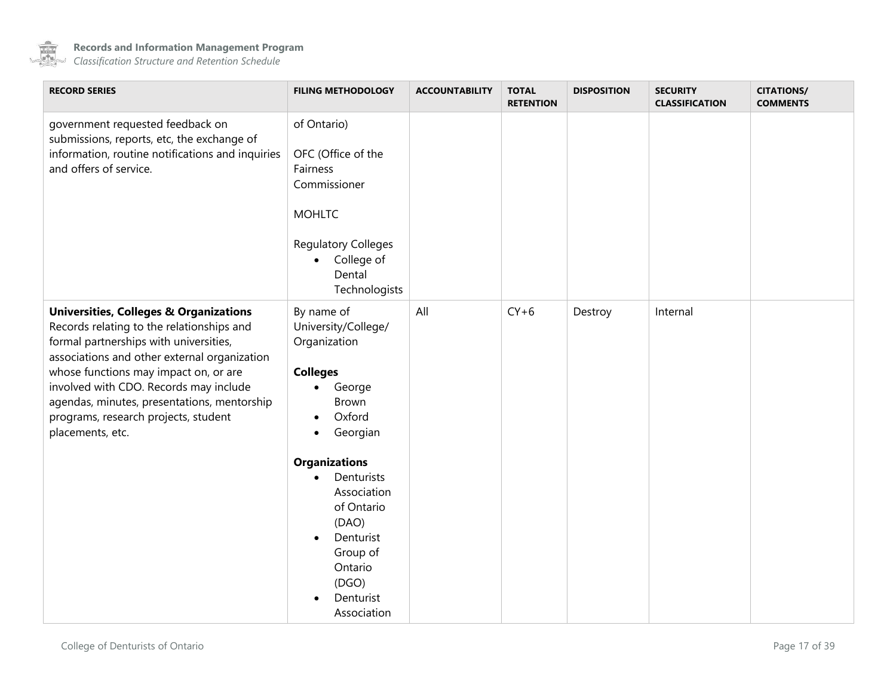| RECORD SERIES | FILING METHODOLOGY | ACCOUNTABILITY | TOTAL RETENTION | DISPOSITION | SECURITY CLASSIFICATION | CITATIONS/ COMMENTS |
|---|---|---|---|---|---|---|
| government requested feedback on submissions, reports, etc, the exchange of information, routine notifications and inquiries and offers of service. | of Ontario)<br><br>OFC (Office of the Fairness Commissioner<br><br>MOHLTC<br><br>Regulatory Colleges<br>• College of Dental Technologists | | | | | |
| **Universities, Colleges & Organizations**<br>Records relating to the relationships and formal partnerships with universities, associations and other external organization whose functions may impact on, or are involved with CDO. Records may include agendas, minutes, presentations, mentorship programs, research projects, student placements, etc. | By name of University/College/ Organization<br><br>**Colleges**<br>• George Brown<br>• Oxford<br>• Georgian<br><br>**Organizations**<br>• Denturists Association of Ontario (DAO)<br>• Denturist Group of Ontario (DGO)<br>• Denturist Association | All | CY+6 | Destroy | Internal | |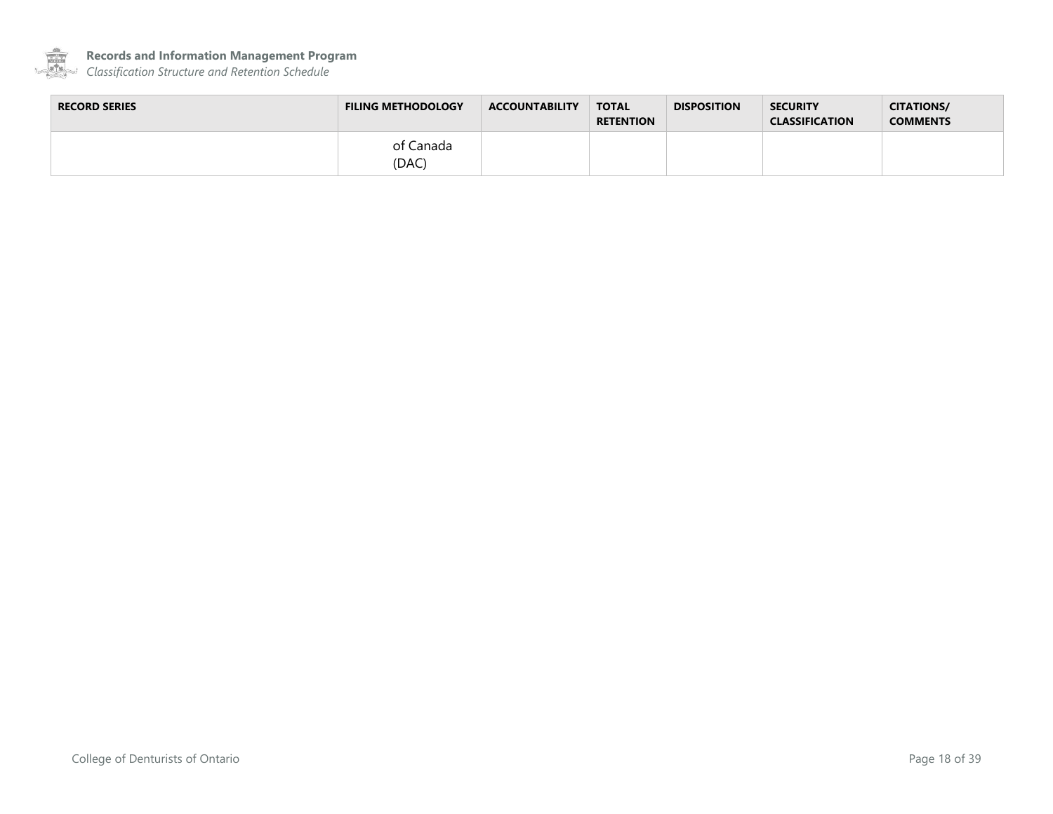| RECORD SERIES | FILING METHODOLOGY | ACCOUNTABILITY | TOTAL RETENTION | DISPOSITION | SECURITY CLASSIFICATION | CITATIONS/ COMMENTS |
|---|---|---|---|---|---|---|
| | of Canada (DAC) | | | | | |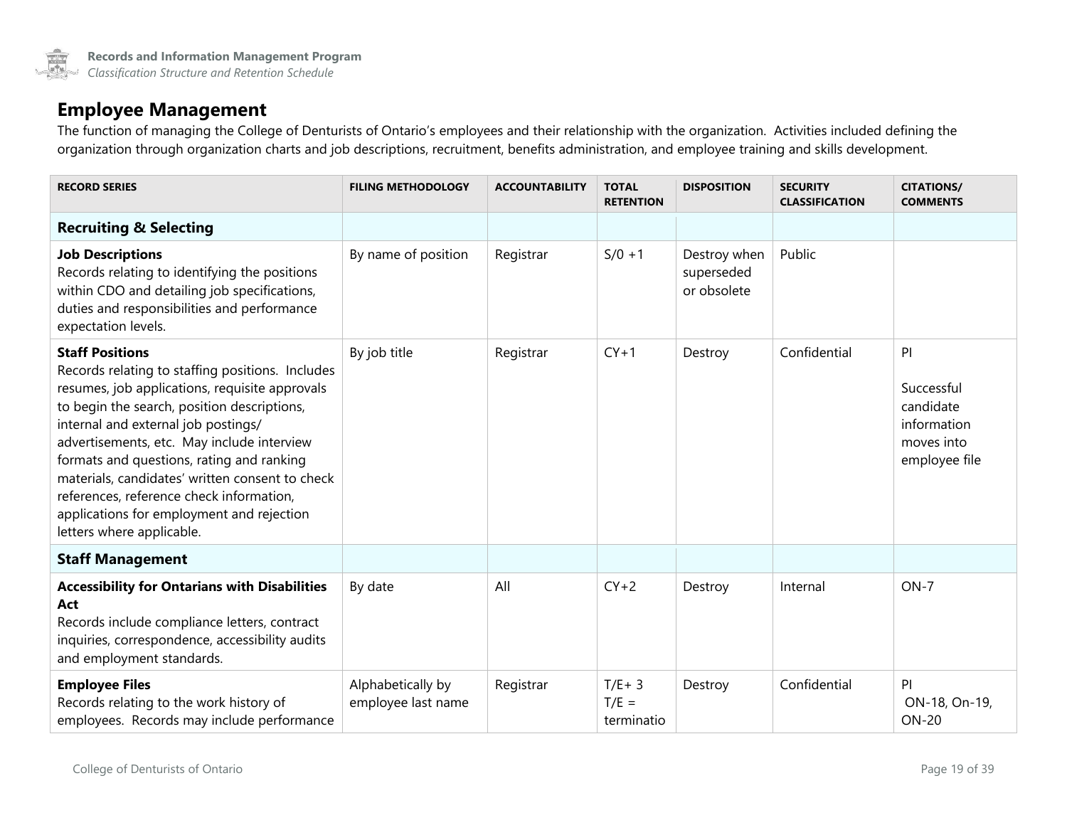## Employee Management

The function of managing the College of Denturists of Ontario's employees and their relationship with the organization. Activities included defining the organization through organization charts and job descriptions, recruitment, benefits administration, and employee training and skills development.

| RECORD SERIES | FILING METHODOLOGY | ACCOUNTABILITY | TOTAL RETENTION | DISPOSITION | SECURITY CLASSIFICATION | CITATIONS/ COMMENTS |
|---|---|---|---|---|---|---|
| **Recruiting & Selecting** | | | | | | |
| **Job Descriptions**<br>Records relating to identifying the positions within CDO and detailing job specifications, duties and responsibilities and performance expectation levels. | By name of position | Registrar | S/0 +1 | Destroy when superseded or obsolete | Public | |
| **Staff Positions**<br>Records relating to staffing positions. Includes resumes, job applications, requisite approvals to begin the search, position descriptions, internal and external job postings/ advertisements, etc. May include interview formats and questions, rating and ranking materials, candidates' written consent to check references, reference check information, applications for employment and rejection letters where applicable. | By job title | Registrar | CY+1 | Destroy | Confidential | PI<br><br>Successful candidate information moves into employee file |
| **Staff Management** | | | | | | |
| **Accessibility for Ontarians with Disabilities Act**<br>Records include compliance letters, contract inquiries, correspondence, accessibility audits and employment standards. | By date | All | CY+2 | Destroy | Internal | ON-7 |
| **Employee Files**<br>Records relating to the work history of employees. Records may include performance | Alphabetically by employee last name | Registrar | T/E+ 3<br>T/E = terminatio | Destroy | Confidential | PI<br>ON-18, On-19, ON-20 |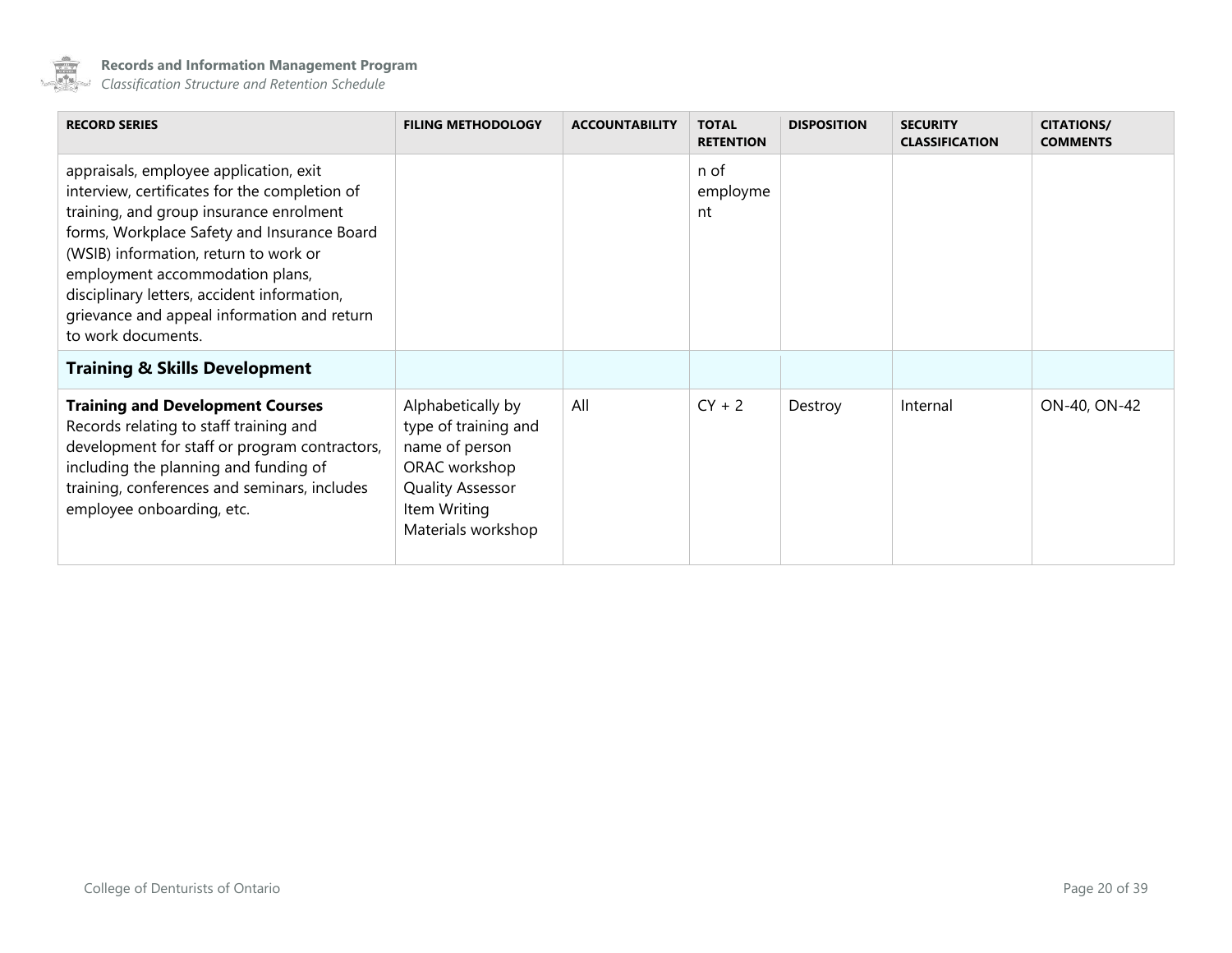| RECORD SERIES | FILING METHODOLOGY | ACCOUNTABILITY | TOTAL RETENTION | DISPOSITION | SECURITY CLASSIFICATION | CITATIONS/ COMMENTS |
|---|---|---|---|---|---|---|
| appraisals, employee application, exit interview, certificates for the completion of training, and group insurance enrolment forms, Workplace Safety and Insurance Board (WSIB) information, return to work or employment accommodation plans, disciplinary letters, accident information, grievance and appeal information and return to work documents. | | | n of employment | | | |
| **Training & Skills Development** | | | | | | |
| **Training and Development Courses** Records relating to staff training and development for staff or program contractors, including the planning and funding of training, conferences and seminars, includes employee onboarding, etc. | Alphabetically by type of training and name of person ORAC workshop Quality Assessor Item Writing Materials workshop | All | CY + 2 | Destroy | Internal | ON-40, ON-42 |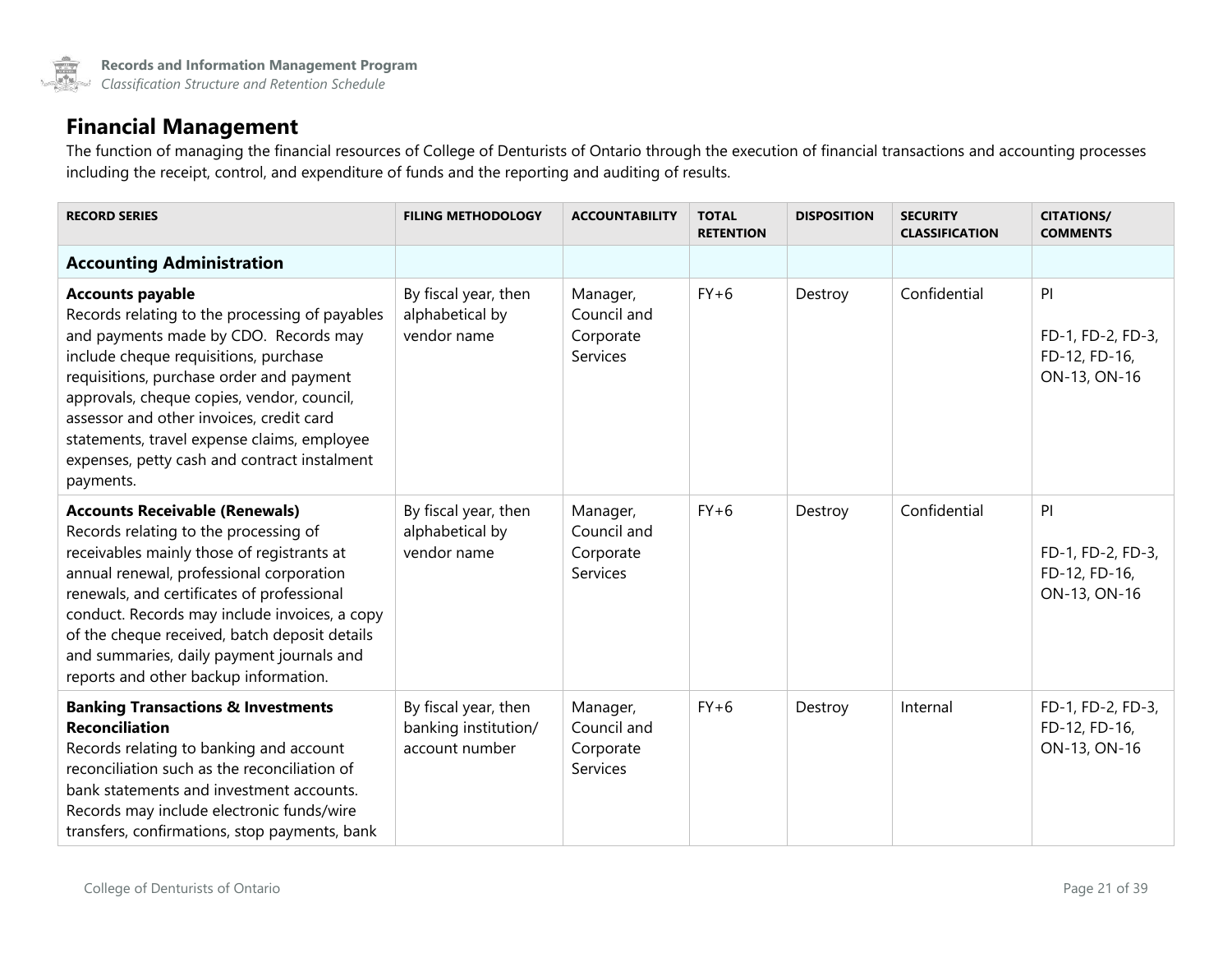## Financial Management

The function of managing the financial resources of College of Denturists of Ontario through the execution of financial transactions and accounting processes including the receipt, control, and expenditure of funds and the reporting and auditing of results.

| RECORD SERIES | FILING METHODOLOGY | ACCOUNTABILITY | TOTAL RETENTION | DISPOSITION | SECURITY CLASSIFICATION | CITATIONS/ COMMENTS |
|---|---|---|---|---|---|---|
| **Accounting Administration** | | | | | | |
| **Accounts payable** Records relating to the processing of payables and payments made by CDO. Records may include cheque requisitions, purchase requisitions, purchase order and payment approvals, cheque copies, vendor, council, assessor and other invoices, credit card statements, travel expense claims, employee expenses, petty cash and contract instalment payments. | By fiscal year, then alphabetical by vendor name | Manager, Council and Corporate Services | FY+6 | Destroy | Confidential | PI<br><br>FD-1, FD-2, FD-3, FD-12, FD-16, ON-13, ON-16 |
| **Accounts Receivable (Renewals)** Records relating to the processing of receivables mainly those of registrants at annual renewal, professional corporation renewals, and certificates of professional conduct. Records may include invoices, a copy of the cheque received, batch deposit details and summaries, daily payment journals and reports and other backup information. | By fiscal year, then alphabetical by vendor name | Manager, Council and Corporate Services | FY+6 | Destroy | Confidential | PI<br><br>FD-1, FD-2, FD-3, FD-12, FD-16, ON-13, ON-16 |
| **Banking Transactions & Investments Reconciliation** Records relating to banking and account reconciliation such as the reconciliation of bank statements and investment accounts. Records may include electronic funds/wire transfers, confirmations, stop payments, bank | By fiscal year, then banking institution/ account number | Manager, Council and Corporate Services | FY+6 | Destroy | Internal | FD-1, FD-2, FD-3, FD-12, FD-16, ON-13, ON-16 |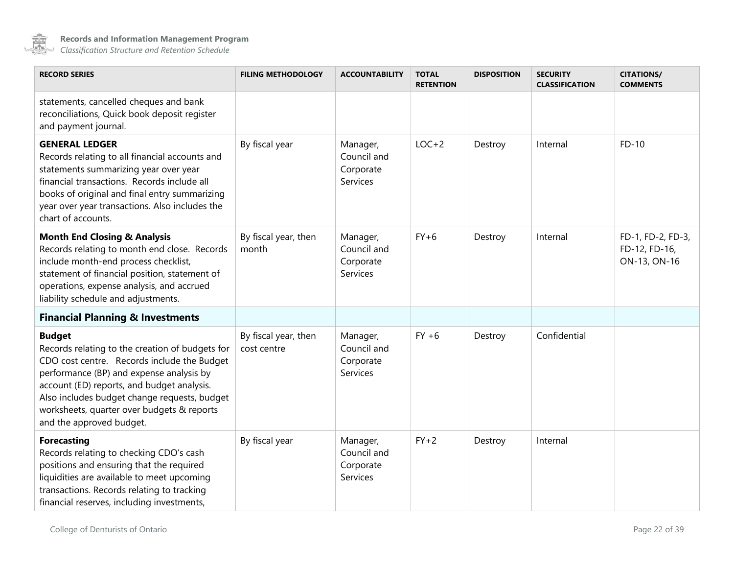| RECORD SERIES | FILING METHODOLOGY | ACCOUNTABILITY | TOTAL RETENTION | DISPOSITION | SECURITY CLASSIFICATION | CITATIONS/ COMMENTS |
|---|---|---|---|---|---|---|
| statements, cancelled cheques and bank reconciliations, Quick book deposit register and payment journal. | | | | | | |
| **GENERAL LEDGER**<br>Records relating to all financial accounts and statements summarizing year over year financial transactions. Records include all books of original and final entry summarizing year over year transactions. Also includes the chart of accounts. | By fiscal year | Manager, Council and Corporate Services | LOC+2 | Destroy | Internal | FD-10 |
| **Month End Closing & Analysis**<br>Records relating to month end close. Records include month-end process checklist, statement of financial position, statement of operations, expense analysis, and accrued liability schedule and adjustments. | By fiscal year, then month | Manager, Council and Corporate Services | FY+6 | Destroy | Internal | FD-1, FD-2, FD-3, FD-12, FD-16, ON-13, ON-16 |
| **Financial Planning & Investments** | | | | | | |
| **Budget**<br>Records relating to the creation of budgets for CDO cost centre. Records include the Budget performance (BP) and expense analysis by account (ED) reports, and budget analysis. Also includes budget change requests, budget worksheets, quarter over budgets & reports and the approved budget. | By fiscal year, then cost centre | Manager, Council and Corporate Services | FY +6 | Destroy | Confidential | |
| **Forecasting**<br>Records relating to checking CDO's cash positions and ensuring that the required liquidities are available to meet upcoming transactions. Records relating to tracking financial reserves, including investments, | By fiscal year | Manager, Council and Corporate Services | FY+2 | Destroy | Internal | |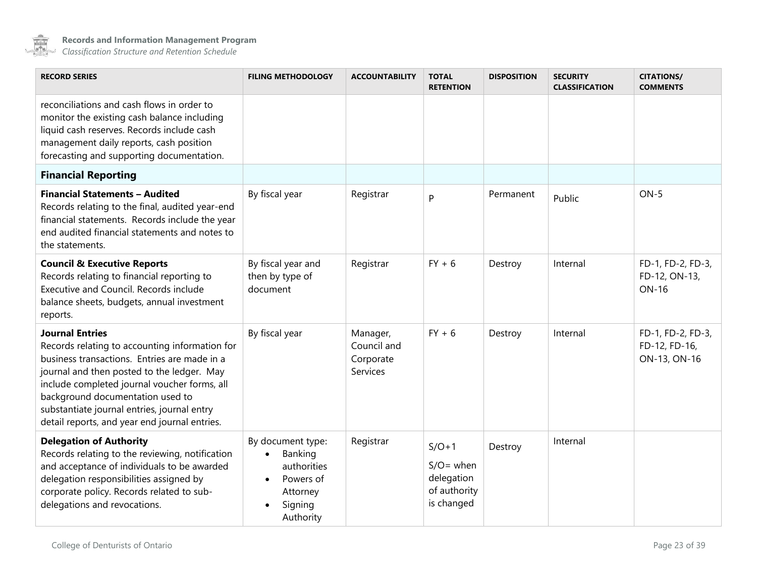| RECORD SERIES | FILING METHODOLOGY | ACCOUNTABILITY | TOTAL RETENTION | DISPOSITION | SECURITY CLASSIFICATION | CITATIONS/ COMMENTS |
|---|---|---|---|---|---|---|
| reconciliations and cash flows in order to monitor the existing cash balance including liquid cash reserves. Records include cash management daily reports, cash position forecasting and supporting documentation. | | | | | | |
| **Financial Reporting** | | | | | | |
| **Financial Statements – Audited** Records relating to the final, audited year-end financial statements. Records include the year end audited financial statements and notes to the statements. | By fiscal year | Registrar | P | Permanent | Public | ON-5 |
| **Council & Executive Reports** Records relating to financial reporting to Executive and Council. Records include balance sheets, budgets, annual investment reports. | By fiscal year and then by type of document | Registrar | FY + 6 | Destroy | Internal | FD-1, FD-2, FD-3, FD-12, ON-13, ON-16 |
| **Journal Entries** Records relating to accounting information for business transactions. Entries are made in a journal and then posted to the ledger. May include completed journal voucher forms, all background documentation used to substantiate journal entries, journal entry detail reports, and year end journal entries. | By fiscal year | Manager, Council and Corporate Services | FY + 6 | Destroy | Internal | FD-1, FD-2, FD-3, FD-12, FD-16, ON-13, ON-16 |
| **Delegation of Authority** Records relating to the reviewing, notification and acceptance of individuals to be awarded delegation responsibilities assigned by corporate policy. Records related to sub-delegations and revocations. | By document type: • Banking authorities • Powers of Attorney • Signing Authority | Registrar | S/O+1 S/O= when delegation of authority is changed | Destroy | Internal | |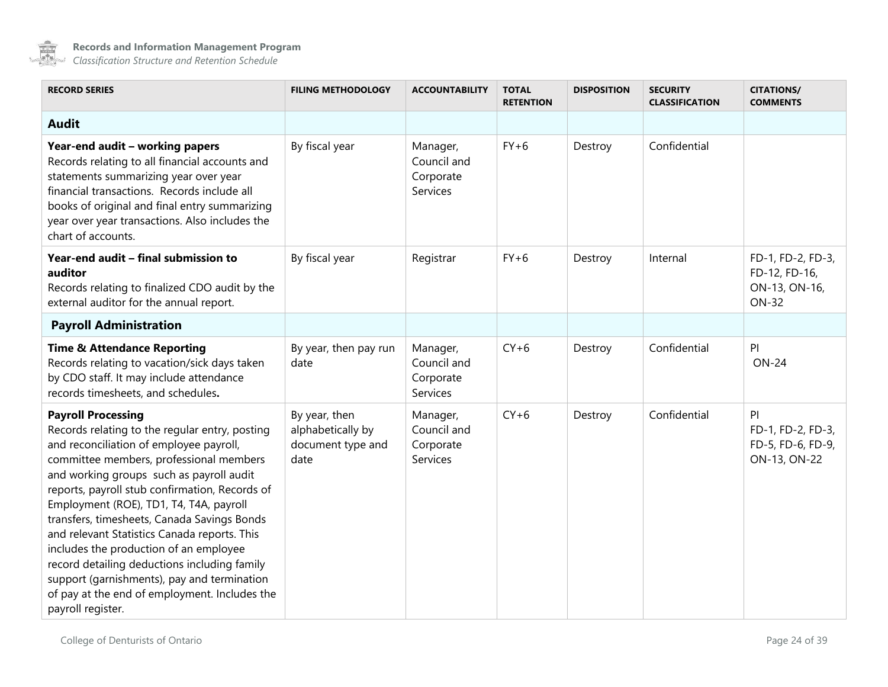| RECORD SERIES | FILING METHODOLOGY | ACCOUNTABILITY | TOTAL RETENTION | DISPOSITION | SECURITY CLASSIFICATION | CITATIONS/ COMMENTS |
|---|---|---|---|---|---|---|
| **Audit** | | | | | | |
| **Year-end audit – working papers** Records relating to all financial accounts and statements summarizing year over year financial transactions. Records include all books of original and final entry summarizing year over year transactions. Also includes the chart of accounts. | By fiscal year | Manager, Council and Corporate Services | FY+6 | Destroy | Confidential | |
| **Year-end audit – final submission to auditor** Records relating to finalized CDO audit by the external auditor for the annual report. | By fiscal year | Registrar | FY+6 | Destroy | Internal | FD-1, FD-2, FD-3, FD-12, FD-16, ON-13, ON-16, ON-32 |
| **Payroll Administration** | | | | | | |
| **Time & Attendance Reporting** Records relating to vacation/sick days taken by CDO staff. It may include attendance records timesheets, and schedules**.** | By year, then pay run date | Manager, Council and Corporate Services | CY+6 | Destroy | Confidential | PI ON-24 |
| **Payroll Processing** Records relating to the regular entry, posting and reconciliation of employee payroll, committee members, professional members and working groups such as payroll audit reports, payroll stub confirmation, Records of Employment (ROE), TD1, T4, T4A, payroll transfers, timesheets, Canada Savings Bonds and relevant Statistics Canada reports. This includes the production of an employee record detailing deductions including family support (garnishments), pay and termination of pay at the end of employment. Includes the payroll register. | By year, then alphabetically by document type and date | Manager, Council and Corporate Services | CY+6 | Destroy | Confidential | PI FD-1, FD-2, FD-3, FD-5, FD-6, FD-9, ON-13, ON-22 |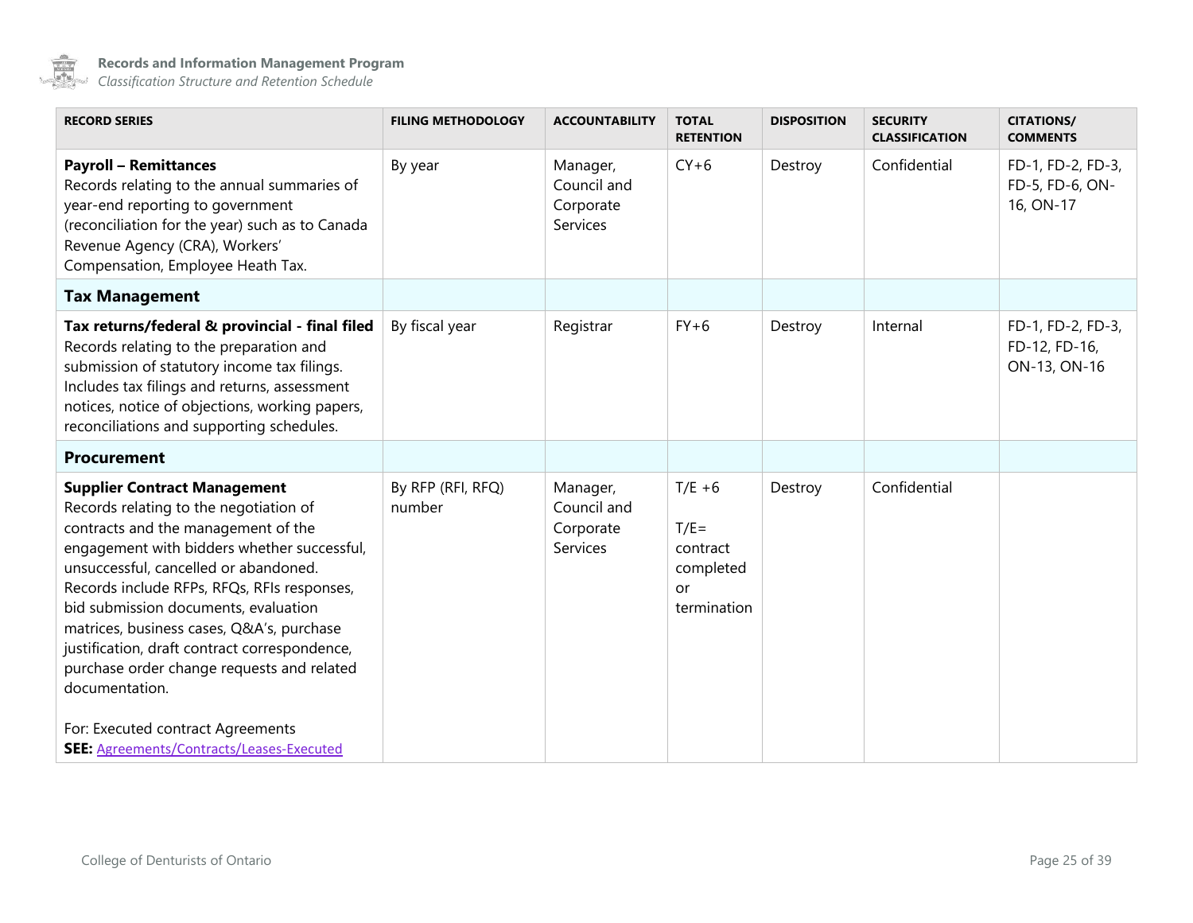| RECORD SERIES | FILING METHODOLOGY | ACCOUNTABILITY | TOTAL RETENTION | DISPOSITION | SECURITY CLASSIFICATION | CITATIONS/ COMMENTS |
|---|---|---|---|---|---|---|
| **Payroll – Remittances** Records relating to the annual summaries of year-end reporting to government (reconciliation for the year) such as to Canada Revenue Agency (CRA), Workers' Compensation, Employee Heath Tax. | By year | Manager, Council and Corporate Services | CY+6 | Destroy | Confidential | FD-1, FD-2, FD-3, FD-5, FD-6, ON-16, ON-17 |
| **Tax Management** | | | | | | |
| **Tax returns/federal & provincial - final filed** Records relating to the preparation and submission of statutory income tax filings. Includes tax filings and returns, assessment notices, notice of objections, working papers, reconciliations and supporting schedules. | By fiscal year | Registrar | FY+6 | Destroy | Internal | FD-1, FD-2, FD-3, FD-12, FD-16, ON-13, ON-16 |
| **Procurement** | | | | | | |
| **Supplier Contract Management** Records relating to the negotiation of contracts and the management of the engagement with bidders whether successful, unsuccessful, cancelled or abandoned. Records include RFPs, RFQs, RFIs responses, bid submission documents, evaluation matrices, business cases, Q&A's, purchase justification, draft contract correspondence, purchase order change requests and related documentation.<br><br>For: Executed contract Agreements<br>**SEE:** Agreements/Contracts/Leases-Executed | By RFP (RFI, RFQ) number | Manager, Council and Corporate Services | T/E +6<br><br>T/E= contract completed or termination | Destroy | Confidential | |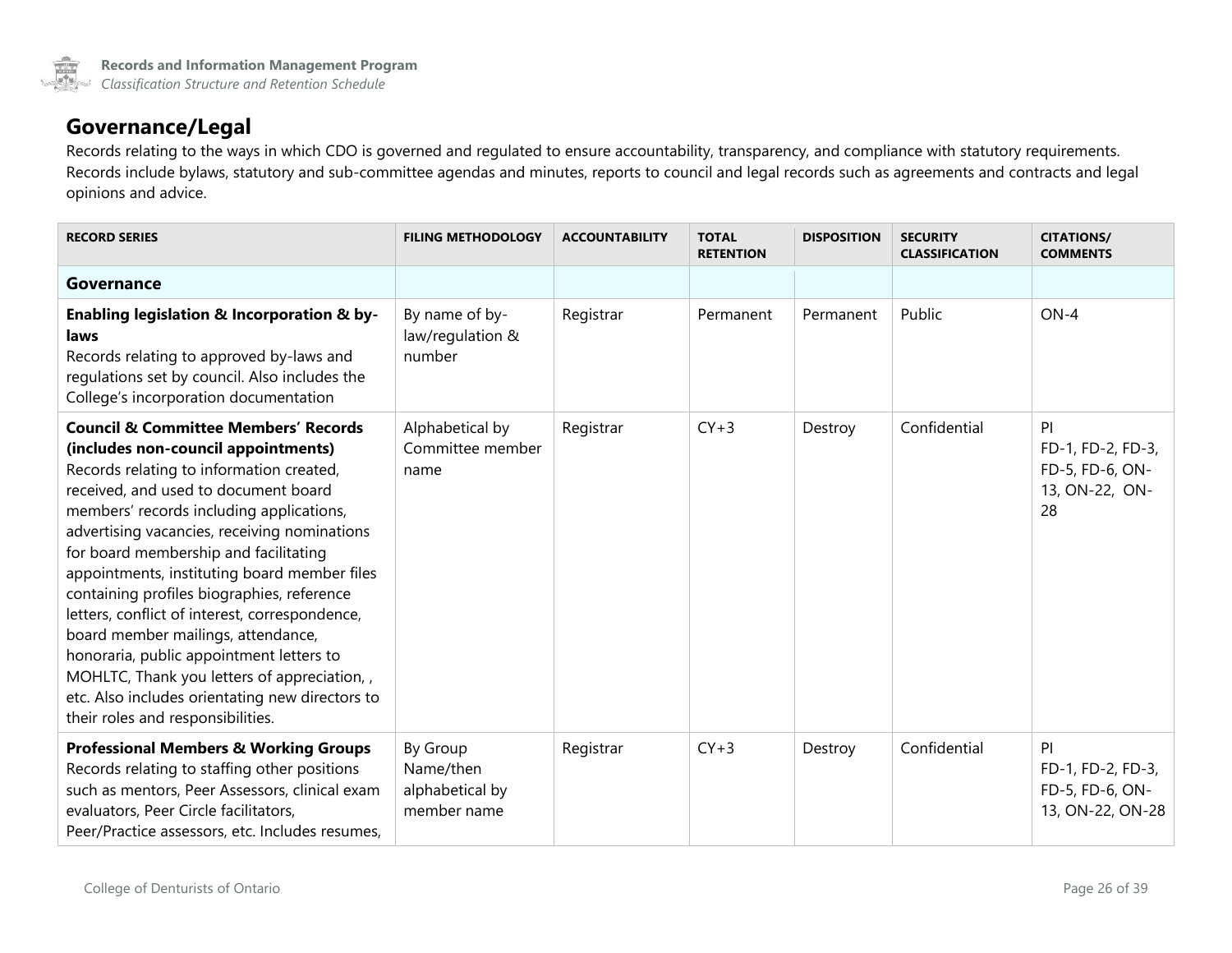## Governance/Legal

Records relating to the ways in which CDO is governed and regulated to ensure accountability, transparency, and compliance with statutory requirements. Records include bylaws, statutory and sub-committee agendas and minutes, reports to council and legal records such as agreements and contracts and legal opinions and advice.

| RECORD SERIES | FILING METHODOLOGY | ACCOUNTABILITY | TOTAL RETENTION | DISPOSITION | SECURITY CLASSIFICATION | CITATIONS/ COMMENTS |
|---|---|---|---|---|---|---|
| **Governance** | | | | | | |
| **Enabling legislation & Incorporation & by-laws** Records relating to approved by-laws and regulations set by council. Also includes the College's incorporation documentation | By name of by-law/regulation & number | Registrar | Permanent | Permanent | Public | ON-4 |
| **Council & Committee Members' Records (includes non-council appointments)** Records relating to information created, received, and used to document board members' records including applications, advertising vacancies, receiving nominations for board membership and facilitating appointments, instituting board member files containing profiles biographies, reference letters, conflict of interest, correspondence, board member mailings, attendance, honoraria, public appointment letters to MOHLTC, Thank you letters of appreciation, , etc. Also includes orientating new directors to their roles and responsibilities. | Alphabetical by Committee member name | Registrar | CY+3 | Destroy | Confidential | PI FD-1, FD-2, FD-3, FD-5, FD-6, ON-13, ON-22, ON-28 |
| **Professional Members & Working Groups** Records relating to staffing other positions such as mentors, Peer Assessors, clinical exam evaluators, Peer Circle facilitators, Peer/Practice assessors, etc. Includes resumes, | By Group Name/then alphabetical by member name | Registrar | CY+3 | Destroy | Confidential | PI FD-1, FD-2, FD-3, FD-5, FD-6, ON-13, ON-22, ON-28 |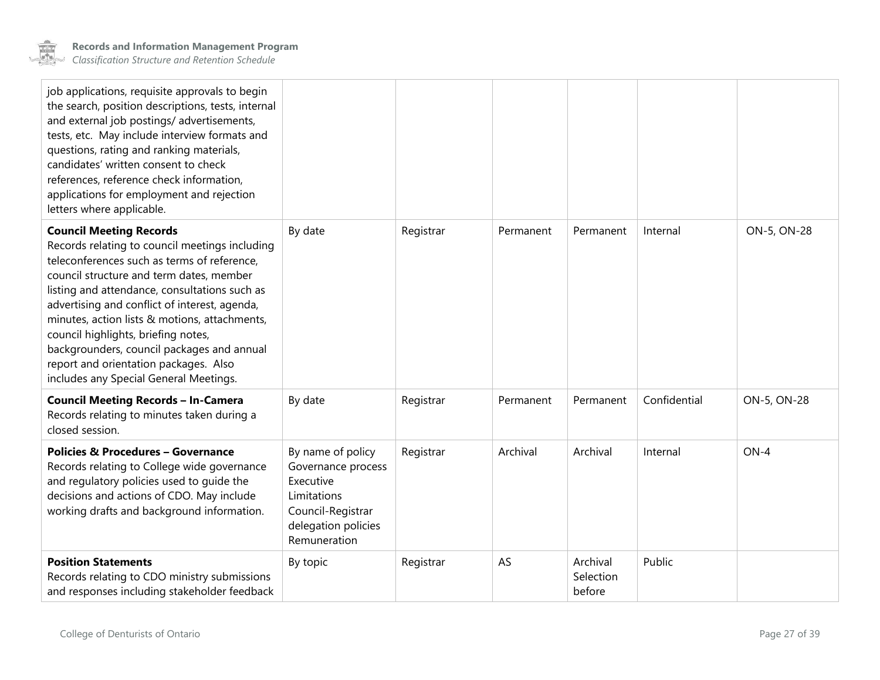| | | | | | | |
|---|---|---|---|---|---|---|
| job applications, requisite approvals to begin the search, position descriptions, tests, internal and external job postings/ advertisements, tests, etc. May include interview formats and questions, rating and ranking materials, candidates' written consent to check references, reference check information, applications for employment and rejection letters where applicable. | | | | | | |
| **Council Meeting Records**<br>Records relating to council meetings including teleconferences such as terms of reference, council structure and term dates, member listing and attendance, consultations such as advertising and conflict of interest, agenda, minutes, action lists & motions, attachments, council highlights, briefing notes, backgrounders, council packages and annual report and orientation packages. Also includes any Special General Meetings. | By date | Registrar | Permanent | Permanent | Internal | ON-5, ON-28 |
| **Council Meeting Records – In-Camera**<br>Records relating to minutes taken during a closed session. | By date | Registrar | Permanent | Permanent | Confidential | ON-5, ON-28 |
| **Policies & Procedures – Governance**<br>Records relating to College wide governance and regulatory policies used to guide the decisions and actions of CDO. May include working drafts and background information. | By name of policy<br>Governance process<br>Executive Limitations<br>Council-Registrar delegation policies<br>Remuneration | Registrar | Archival | Archival | Internal | ON-4 |
| **Position Statements**<br>Records relating to CDO ministry submissions and responses including stakeholder feedback | By topic | Registrar | AS | Archival Selection before | Public | |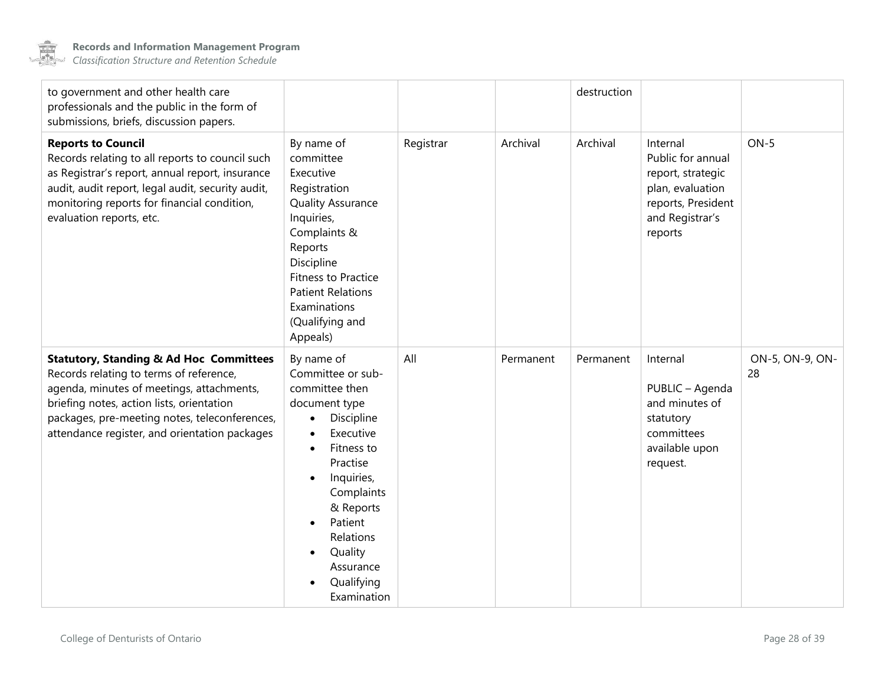| | | | | | | |
|---|---|---|---|---|---|---|
| to government and other health care professionals and the public in the form of submissions, briefs, discussion papers. | | | | destruction | | |
| **Reports to Council**<br>Records relating to all reports to council such as Registrar's report, annual report, insurance audit, audit report, legal audit, security audit, monitoring reports for financial condition, evaluation reports, etc. | By name of committee<br>Executive<br>Registration<br>Quality Assurance<br>Inquiries, Complaints & Reports<br>Discipline<br>Fitness to Practice<br>Patient Relations<br>Examinations (Qualifying and Appeals) | Registrar | Archival | Archival | Internal<br>Public for annual report, strategic plan, evaluation reports, President and Registrar's reports | ON-5 |
| **Statutory, Standing & Ad Hoc Committees**<br>Records relating to terms of reference, agenda, minutes of meetings, attachments, briefing notes, action lists, orientation packages, pre-meeting notes, teleconferences, attendance register, and orientation packages | By name of Committee or sub-committee then document type<br>• Discipline<br>• Executive<br>• Fitness to Practise<br>• Inquiries, Complaints & Reports<br>• Patient Relations<br>• Quality Assurance<br>• Qualifying Examination | All | Permanent | Permanent | Internal<br><br>PUBLIC – Agenda and minutes of statutory committees available upon request. | ON-5, ON-9, ON-28 |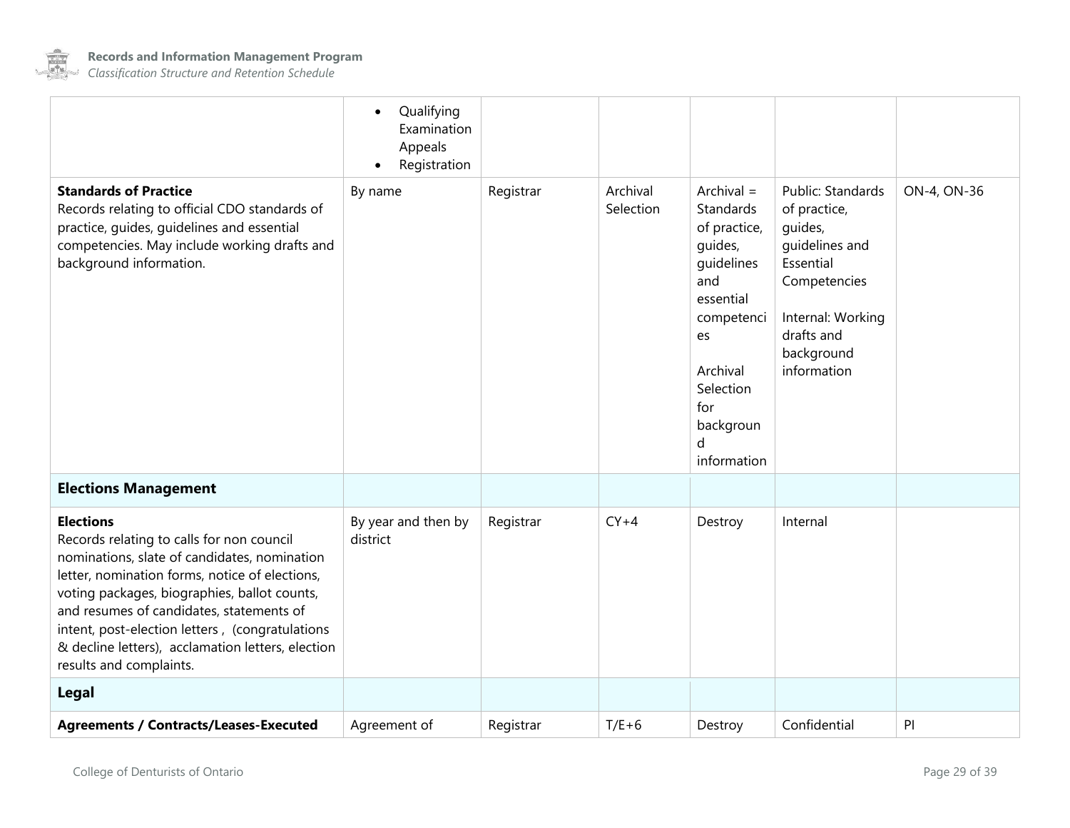| | | | | | | |
|---|---|---|---|---|---|---|
| | • Qualifying Examination Appeals<br>• Registration | | | | | |
| **Standards of Practice**<br>Records relating to official CDO standards of practice, guides, guidelines and essential competencies. May include working drafts and background information. | By name | Registrar | Archival Selection | Archival = Standards of practice, guides, guidelines and essential competencies<br><br>Archival Selection for background information | Public: Standards of practice, guides, guidelines and Essential Competencies<br><br>Internal: Working drafts and background information | ON-4, ON-36 |
| **Elections Management** | | | | | | |
| **Elections**<br>Records relating to calls for non council nominations, slate of candidates, nomination letter, nomination forms, notice of elections, voting packages, biographies, ballot counts, and resumes of candidates, statements of intent, post-election letters , (congratulations & decline letters), acclamation letters, election results and complaints. | By year and then by district | Registrar | CY+4 | Destroy | Internal | |
| **Legal** | | | | | | |
| **Agreements / Contracts/Leases-Executed** | Agreement of | Registrar | T/E+6 | Destroy | Confidential | PI |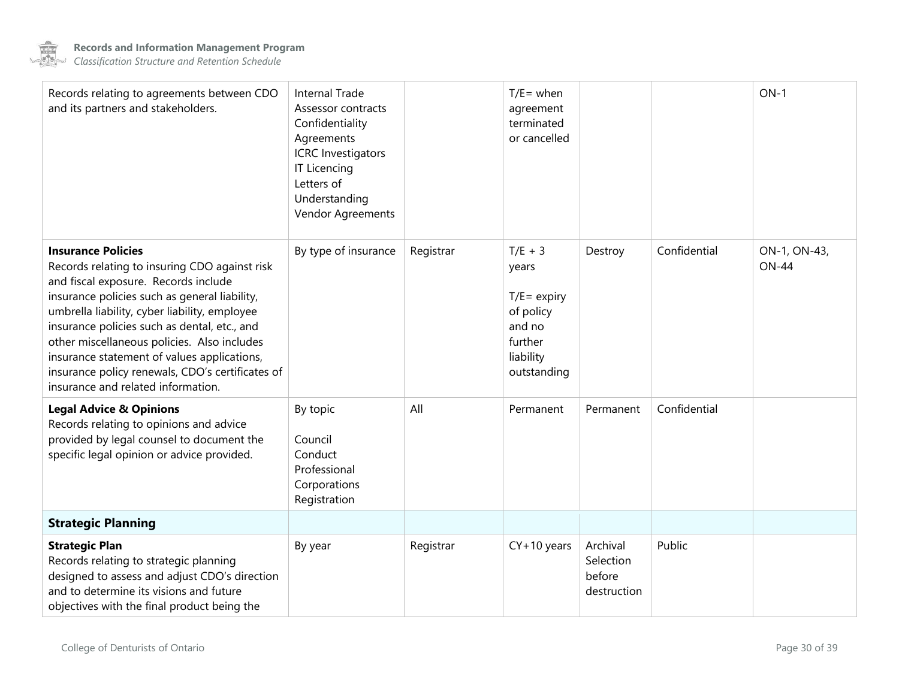| | | | | | | |
|---|---|---|---|---|---|---|
| Records relating to agreements between CDO and its partners and stakeholders. | Internal Trade<br>Assessor contracts<br>Confidentiality Agreements<br>ICRC Investigators<br>IT Licencing<br>Letters of Understanding<br>Vendor Agreements | | T/E= when agreement terminated or cancelled | | | ON-1 |
| **Insurance Policies**<br>Records relating to insuring CDO against risk and fiscal exposure. Records include insurance policies such as general liability, umbrella liability, cyber liability, employee insurance policies such as dental, etc., and other miscellaneous policies. Also includes insurance statement of values applications, insurance policy renewals, CDO's certificates of insurance and related information. | By type of insurance | Registrar | T/E + 3 years<br><br>T/E= expiry of policy and no further liability outstanding | Destroy | Confidential | ON-1, ON-43, ON-44 |
| **Legal Advice & Opinions**<br>Records relating to opinions and advice provided by legal counsel to document the specific legal opinion or advice provided. | By topic<br><br>Council<br>Conduct<br>Professional Corporations<br>Registration | All | Permanent | Permanent | Confidential | |
| **Strategic Planning** | | | | | | |
| **Strategic Plan**<br>Records relating to strategic planning designed to assess and adjust CDO's direction and to determine its visions and future objectives with the final product being the | By year | Registrar | CY+10 years | Archival Selection before destruction | Public | |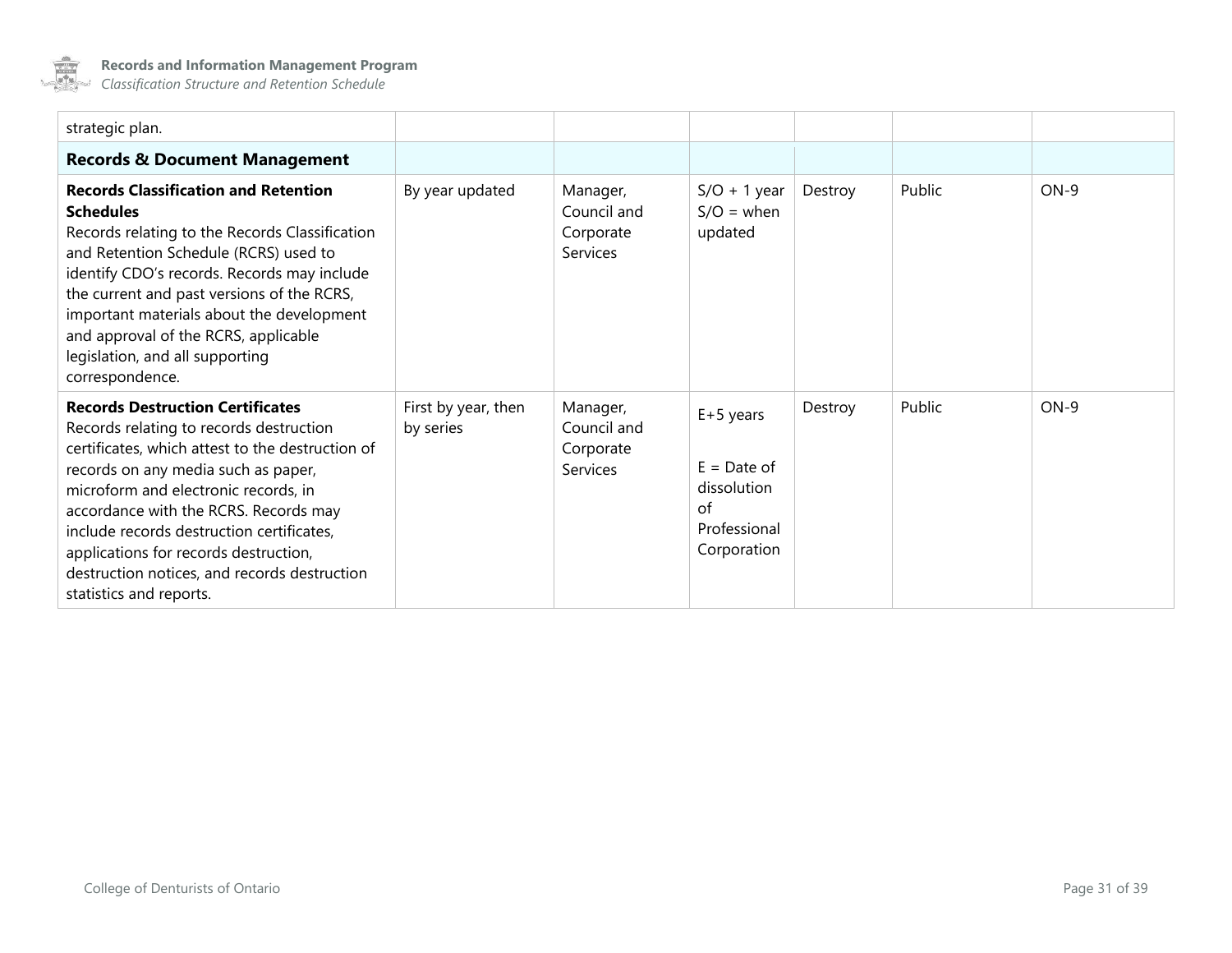| | | | | | | |
|---|---|---|---|---|---|---|
| strategic plan. | | | | | | |
| **Records & Document Management** | | | | | | |
| **Records Classification and Retention Schedules**<br>Records relating to the Records Classification and Retention Schedule (RCRS) used to identify CDO's records. Records may include the current and past versions of the RCRS, important materials about the development and approval of the RCRS, applicable legislation, and all supporting correspondence. | By year updated | Manager, Council and Corporate Services | S/O + 1 year<br>S/O = when updated | Destroy | Public | ON-9 |
| **Records Destruction Certificates**<br>Records relating to records destruction certificates, which attest to the destruction of records on any media such as paper, microform and electronic records, in accordance with the RCRS. Records may include records destruction certificates, applications for records destruction, destruction notices, and records destruction statistics and reports. | First by year, then by series | Manager, Council and Corporate Services | E+5 years<br><br>E = Date of dissolution of Professional Corporation | Destroy | Public | ON-9 |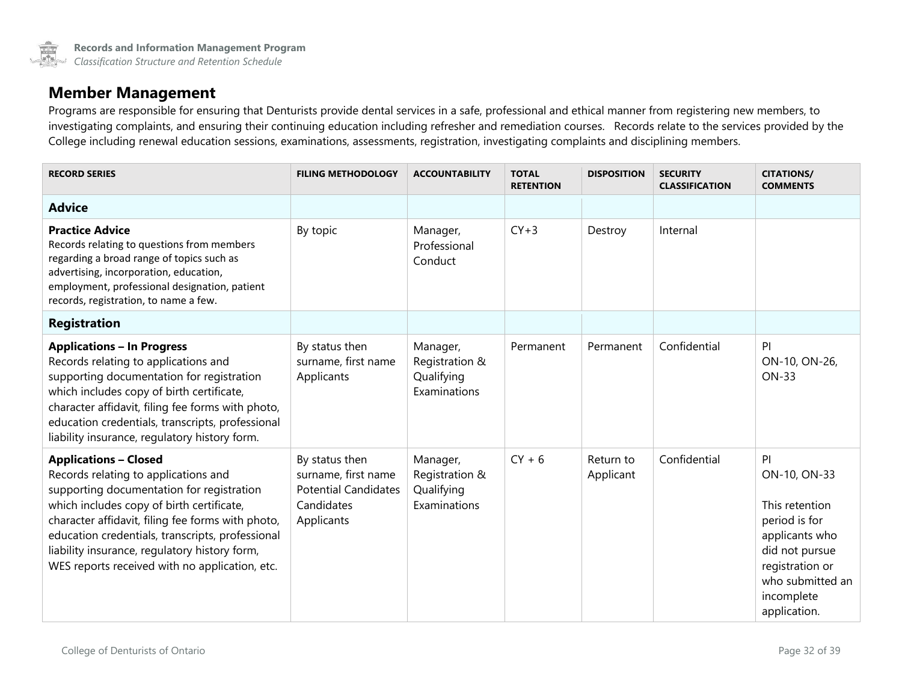## Member Management

Programs are responsible for ensuring that Denturists provide dental services in a safe, professional and ethical manner from registering new members, to investigating complaints, and ensuring their continuing education including refresher and remediation courses. Records relate to the services provided by the College including renewal education sessions, examinations, assessments, registration, investigating complaints and disciplining members.

| RECORD SERIES | FILING METHODOLOGY | ACCOUNTABILITY | TOTAL RETENTION | DISPOSITION | SECURITY CLASSIFICATION | CITATIONS/ COMMENTS |
|---|---|---|---|---|---|---|
| **Advice** | | | | | | |
| **Practice Advice**<br>Records relating to questions from members regarding a broad range of topics such as advertising, incorporation, education, employment, professional designation, patient records, registration, to name a few. | By topic | Manager, Professional Conduct | CY+3 | Destroy | Internal | |
| **Registration** | | | | | | |
| **Applications – In Progress**<br>Records relating to applications and supporting documentation for registration which includes copy of birth certificate, character affidavit, filing fee forms with photo, education credentials, transcripts, professional liability insurance, regulatory history form. | By status then surname, first name<br>Applicants | Manager, Registration & Qualifying Examinations | Permanent | Permanent | Confidential | PI<br>ON-10, ON-26, ON-33 |
| **Applications – Closed**<br>Records relating to applications and supporting documentation for registration which includes copy of birth certificate, character affidavit, filing fee forms with photo, education credentials, transcripts, professional liability insurance, regulatory history form, WES reports received with no application, etc. | By status then surname, first name<br>Potential Candidates<br>Candidates<br>Applicants | Manager, Registration & Qualifying Examinations | CY + 6 | Return to Applicant | Confidential | PI<br>ON-10, ON-33<br><br>This retention period is for applicants who did not pursue registration or who submitted an incomplete application. |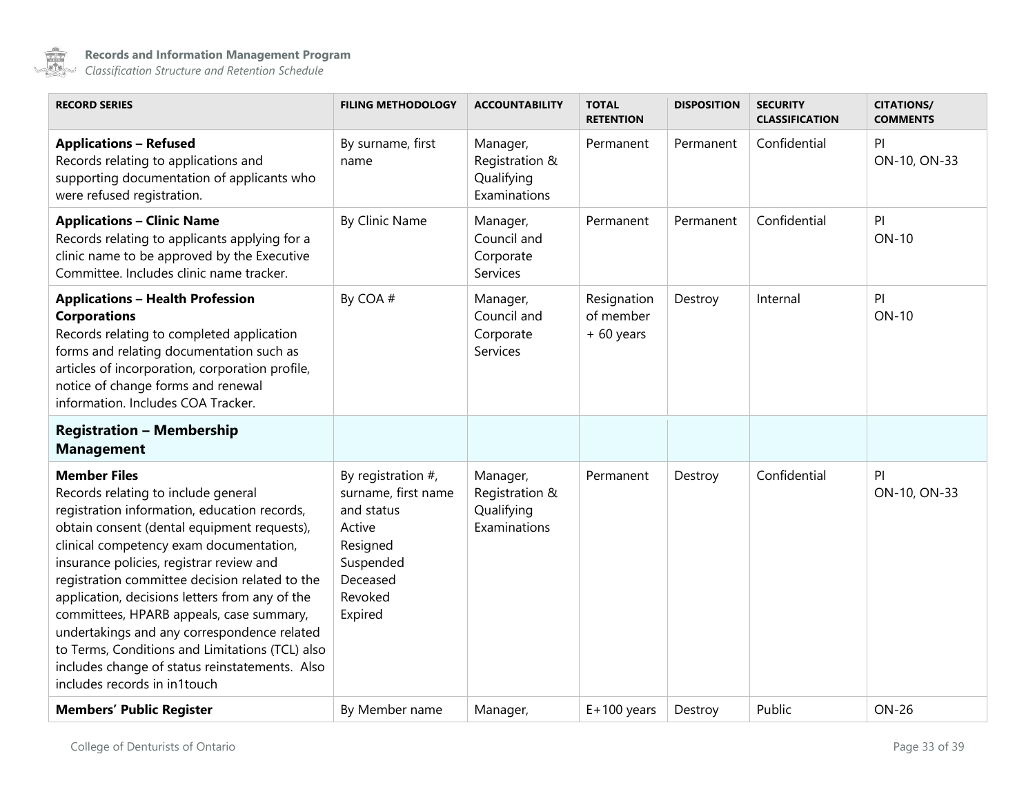| RECORD SERIES | FILING METHODOLOGY | ACCOUNTABILITY | TOTAL RETENTION | DISPOSITION | SECURITY CLASSIFICATION | CITATIONS/ COMMENTS |
|---|---|---|---|---|---|---|
| **Applications – Refused**<br>Records relating to applications and supporting documentation of applicants who were refused registration. | By surname, first name | Manager, Registration & Qualifying Examinations | Permanent | Permanent | Confidential | PI<br>ON-10, ON-33 |
| **Applications – Clinic Name**<br>Records relating to applicants applying for a clinic name to be approved by the Executive Committee. Includes clinic name tracker. | By Clinic Name | Manager, Council and Corporate Services | Permanent | Permanent | Confidential | PI<br>ON-10 |
| **Applications – Health Profession Corporations**<br>Records relating to completed application forms and relating documentation such as articles of incorporation, corporation profile, notice of change forms and renewal information. Includes COA Tracker. | By COA # | Manager, Council and Corporate Services | Resignation of member + 60 years | Destroy | Internal | PI<br>ON-10 |
| **Registration – Membership Management** | | | | | | |
| **Member Files**<br>Records relating to include general registration information, education records, obtain consent (dental equipment requests), clinical competency exam documentation, insurance policies, registrar review and registration committee decision related to the application, decisions letters from any of the committees, HPARB appeals, case summary, undertakings and any correspondence related to Terms, Conditions and Limitations (TCL) also includes change of status reinstatements. Also includes records in in1touch | By registration #, surname, first name and status<br>Active<br>Resigned<br>Suspended<br>Deceased<br>Revoked<br>Expired | Manager, Registration & Qualifying Examinations | Permanent | Destroy | Confidential | PI<br>ON-10, ON-33 |
| **Members' Public Register** | By Member name | Manager, | E+100 years | Destroy | Public | ON-26 |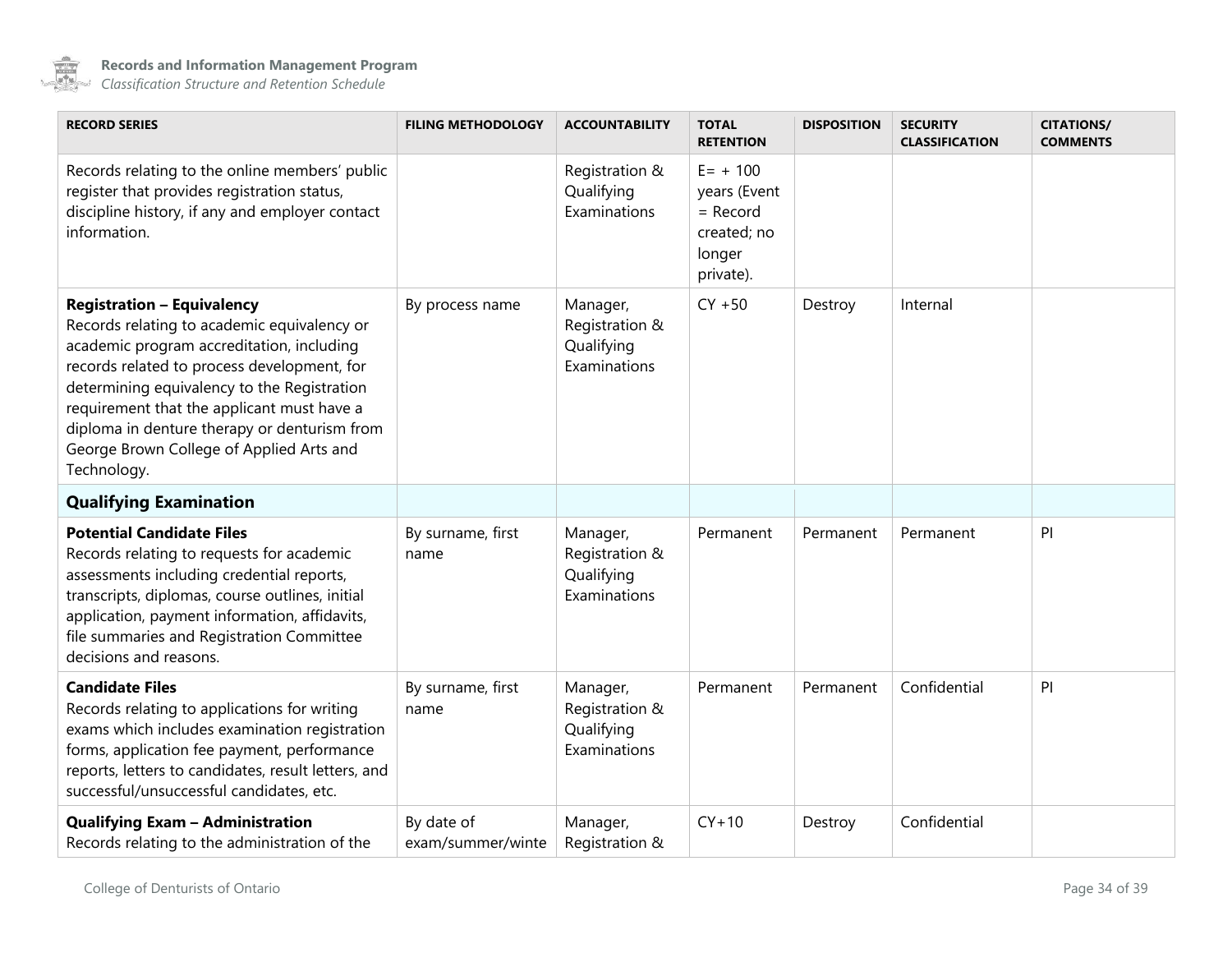| RECORD SERIES | FILING METHODOLOGY | ACCOUNTABILITY | TOTAL RETENTION | DISPOSITION | SECURITY CLASSIFICATION | CITATIONS/ COMMENTS |
|---|---|---|---|---|---|---|
| Records relating to the online members' public register that provides registration status, discipline history, if any and employer contact information. | | Registration & Qualifying Examinations | E= + 100 years (Event = Record created; no longer private). | | | |
| **Registration – Equivalency** Records relating to academic equivalency or academic program accreditation, including records related to process development, for determining equivalency to the Registration requirement that the applicant must have a diploma in denture therapy or denturism from George Brown College of Applied Arts and Technology. | By process name | Manager, Registration & Qualifying Examinations | CY +50 | Destroy | Internal | |
| **Qualifying Examination** | | | | | | |
| **Potential Candidate Files** Records relating to requests for academic assessments including credential reports, transcripts, diplomas, course outlines, initial application, payment information, affidavits, file summaries and Registration Committee decisions and reasons. | By surname, first name | Manager, Registration & Qualifying Examinations | Permanent | Permanent | Permanent | PI |
| **Candidate Files** Records relating to applications for writing exams which includes examination registration forms, application fee payment, performance reports, letters to candidates, result letters, and successful/unsuccessful candidates, etc. | By surname, first name | Manager, Registration & Qualifying Examinations | Permanent | Permanent | Confidential | PI |
| **Qualifying Exam – Administration** Records relating to the administration of the | By date of exam/summer/winte | Manager, Registration & | CY+10 | Destroy | Confidential | |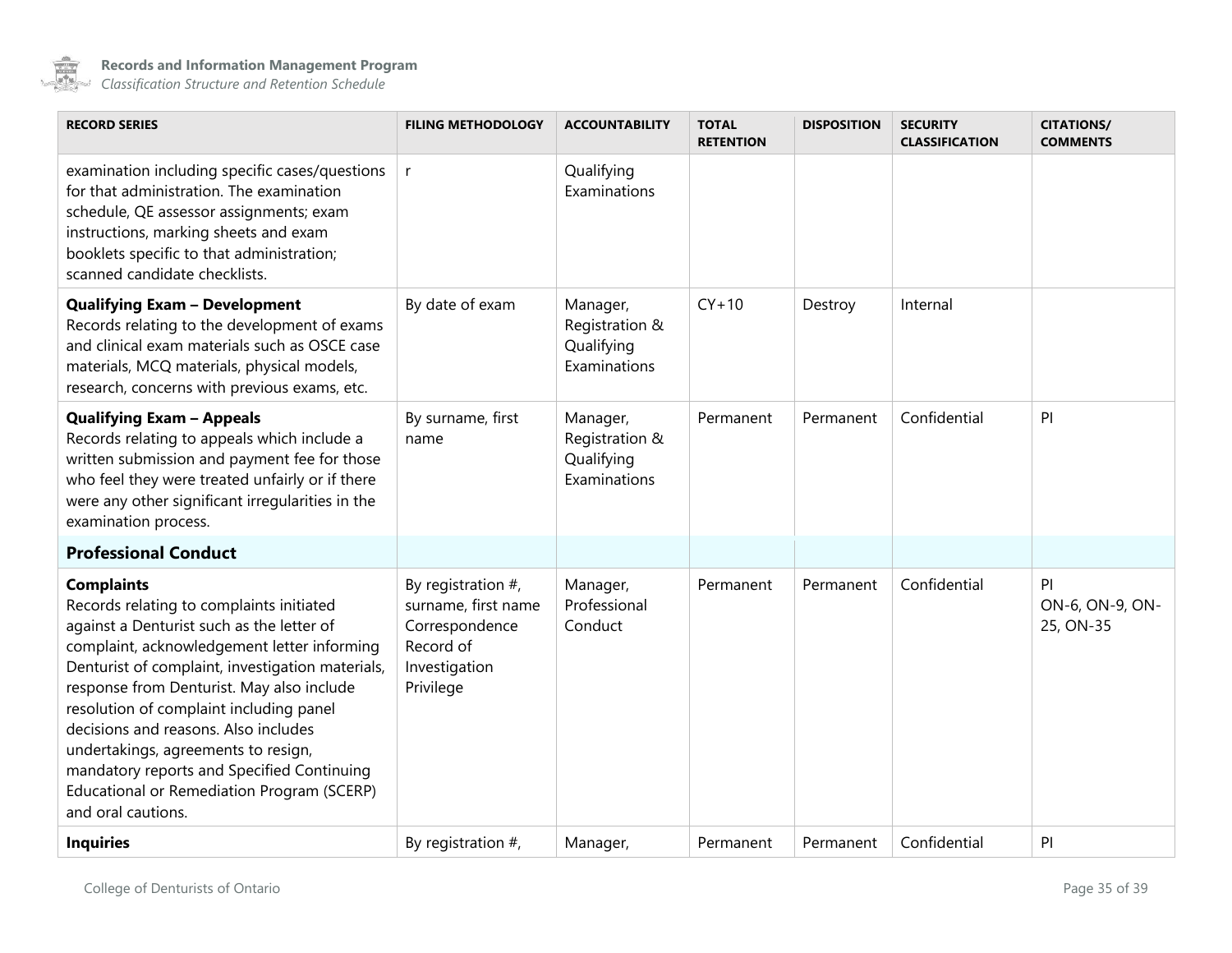| RECORD SERIES | FILING METHODOLOGY | ACCOUNTABILITY | TOTAL RETENTION | DISPOSITION | SECURITY CLASSIFICATION | CITATIONS/ COMMENTS |
|---|---|---|---|---|---|---|
| examination including specific cases/questions for that administration. The examination schedule, QE assessor assignments; exam instructions, marking sheets and exam booklets specific to that administration; scanned candidate checklists. | r | Qualifying Examinations | | | | |
| **Qualifying Exam – Development** Records relating to the development of exams and clinical exam materials such as OSCE case materials, MCQ materials, physical models, research, concerns with previous exams, etc. | By date of exam | Manager, Registration & Qualifying Examinations | CY+10 | Destroy | Internal | |
| **Qualifying Exam – Appeals** Records relating to appeals which include a written submission and payment fee for those who feel they were treated unfairly or if there were any other significant irregularities in the examination process. | By surname, first name | Manager, Registration & Qualifying Examinations | Permanent | Permanent | Confidential | PI |
| **Professional Conduct** | | | | | | |
| **Complaints** Records relating to complaints initiated against a Denturist such as the letter of complaint, acknowledgement letter informing Denturist of complaint, investigation materials, response from Denturist. May also include resolution of complaint including panel decisions and reasons. Also includes undertakings, agreements to resign, mandatory reports and Specified Continuing Educational or Remediation Program (SCERP) and oral cautions. | By registration #, surname, first name Correspondence Record of Investigation Privilege | Manager, Professional Conduct | Permanent | Permanent | Confidential | PI ON-6, ON-9, ON-25, ON-35 |
| **Inquiries** | By registration #, | Manager, | Permanent | Permanent | Confidential | PI |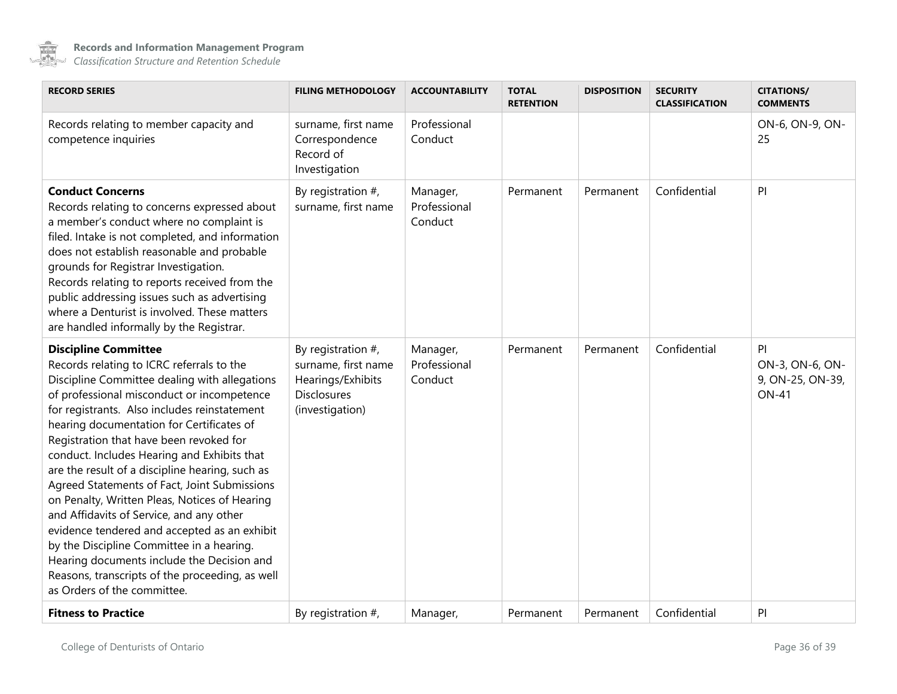| RECORD SERIES | FILING METHODOLOGY | ACCOUNTABILITY | TOTAL RETENTION | DISPOSITION | SECURITY CLASSIFICATION | CITATIONS/ COMMENTS |
|---|---|---|---|---|---|---|
| Records relating to member capacity and competence inquiries | surname, first name<br>Correspondence<br>Record of Investigation | Professional Conduct | | | | ON-6, ON-9, ON-25 |
| **Conduct Concerns**<br>Records relating to concerns expressed about a member's conduct where no complaint is filed. Intake is not completed, and information does not establish reasonable and probable grounds for Registrar Investigation.<br>Records relating to reports received from the public addressing issues such as advertising where a Denturist is involved. These matters are handled informally by the Registrar. | By registration #, surname, first name | Manager, Professional Conduct | Permanent | Permanent | Confidential | PI |
| **Discipline Committee**<br>Records relating to ICRC referrals to the Discipline Committee dealing with allegations of professional misconduct or incompetence for registrants. Also includes reinstatement hearing documentation for Certificates of Registration that have been revoked for conduct. Includes Hearing and Exhibits that are the result of a discipline hearing, such as Agreed Statements of Fact, Joint Submissions on Penalty, Written Pleas, Notices of Hearing and Affidavits of Service, and any other evidence tendered and accepted as an exhibit by the Discipline Committee in a hearing. Hearing documents include the Decision and Reasons, transcripts of the proceeding, as well as Orders of the committee. | By registration #, surname, first name<br>Hearings/Exhibits<br>Disclosures (investigation) | Manager, Professional Conduct | Permanent | Permanent | Confidential | PI<br>ON-3, ON-6, ON-9, ON-25, ON-39, ON-41 |
| **Fitness to Practice** | By registration #, | Manager, | Permanent | Permanent | Confidential | PI |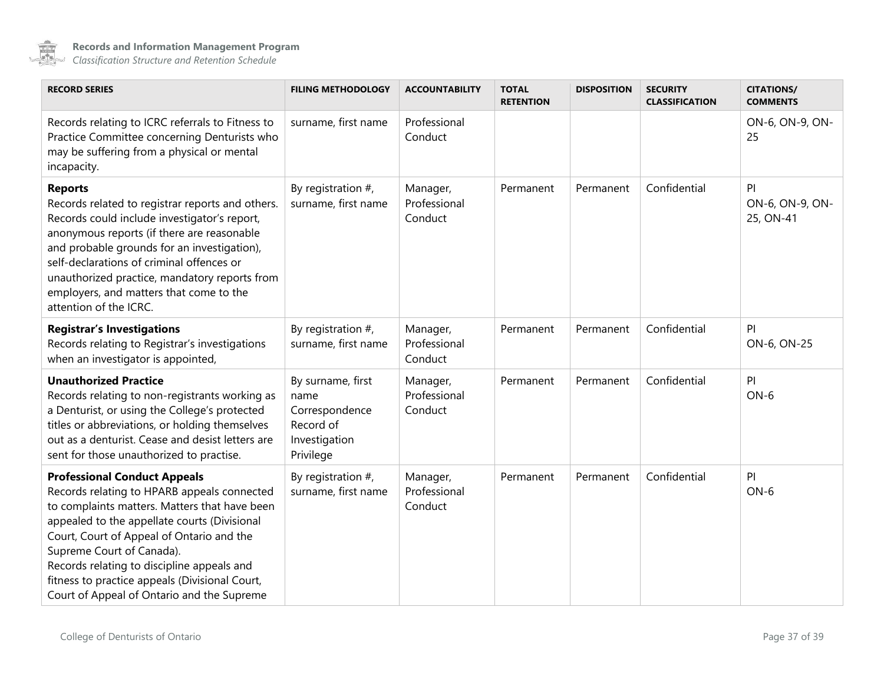| RECORD SERIES | FILING METHODOLOGY | ACCOUNTABILITY | TOTAL RETENTION | DISPOSITION | SECURITY CLASSIFICATION | CITATIONS/ COMMENTS |
|---|---|---|---|---|---|---|
| Records relating to ICRC referrals to Fitness to Practice Committee concerning Denturists who may be suffering from a physical or mental incapacity. | surname, first name | Professional Conduct | | | | ON-6, ON-9, ON-25 |
| **Reports**<br>Records related to registrar reports and others. Records could include investigator's report, anonymous reports (if there are reasonable and probable grounds for an investigation), self-declarations of criminal offences or unauthorized practice, mandatory reports from employers, and matters that come to the attention of the ICRC. | By registration #, surname, first name | Manager, Professional Conduct | Permanent | Permanent | Confidential | PI<br>ON-6, ON-9, ON-25, ON-41 |
| **Registrar's Investigations**<br>Records relating to Registrar's investigations when an investigator is appointed, | By registration #, surname, first name | Manager, Professional Conduct | Permanent | Permanent | Confidential | PI<br>ON-6, ON-25 |
| **Unauthorized Practice**<br>Records relating to non-registrants working as a Denturist, or using the College's protected titles or abbreviations, or holding themselves out as a denturist. Cease and desist letters are sent for those unauthorized to practise. | By surname, first name<br>Correspondence<br>Record of Investigation<br>Privilege | Manager, Professional Conduct | Permanent | Permanent | Confidential | PI<br>ON-6 |
| **Professional Conduct Appeals**<br>Records relating to HPARB appeals connected to complaints matters. Matters that have been appealed to the appellate courts (Divisional Court, Court of Appeal of Ontario and the Supreme Court of Canada).<br>Records relating to discipline appeals and fitness to practice appeals (Divisional Court, Court of Appeal of Ontario and the Supreme | By registration #, surname, first name | Manager, Professional Conduct | Permanent | Permanent | Confidential | PI<br>ON-6 |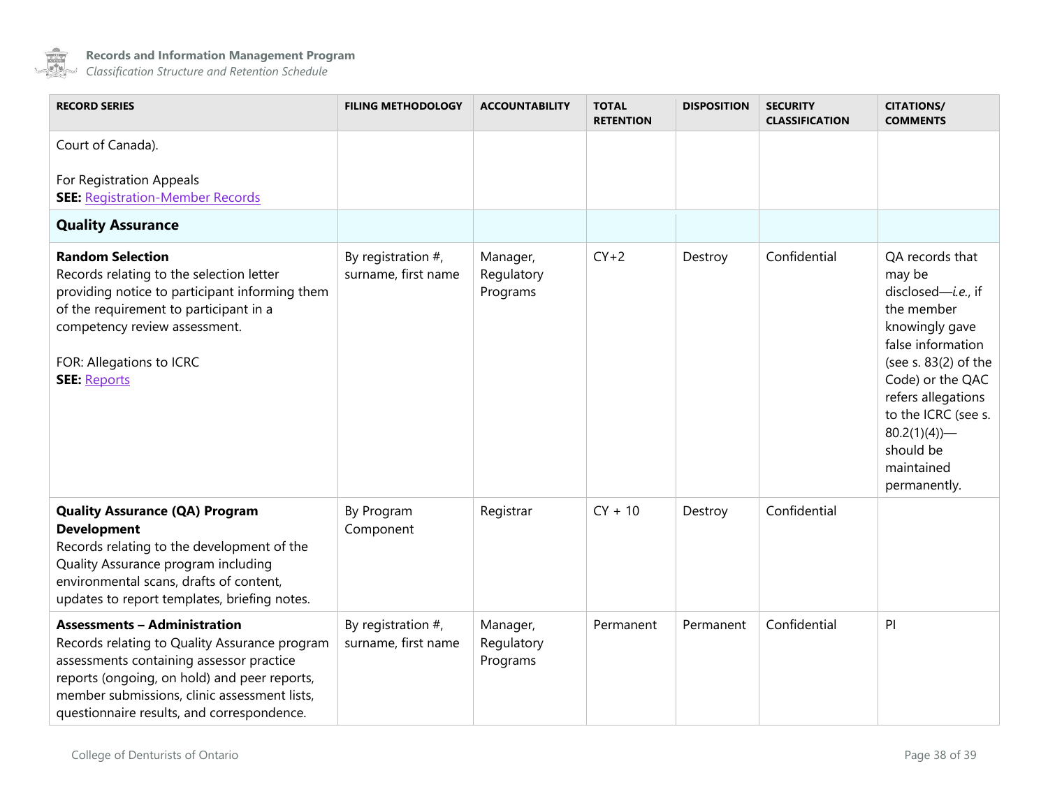| RECORD SERIES | FILING METHODOLOGY | ACCOUNTABILITY | TOTAL RETENTION | DISPOSITION | SECURITY CLASSIFICATION | CITATIONS/ COMMENTS |
|---|---|---|---|---|---|---|
| Court of Canada).<br><br>For Registration Appeals<br>**SEE:** Registration-Member Records | | | | | | |
| **Quality Assurance** | | | | | | |
| **Random Selection**<br>Records relating to the selection letter providing notice to participant informing them of the requirement to participant in a competency review assessment.<br><br>FOR: Allegations to ICRC<br>**SEE:** Reports | By registration #, surname, first name | Manager, Regulatory Programs | CY+2 | Destroy | Confidential | QA records that may be disclosed—*i.e.*, if the member knowingly gave false information (see s. 83(2) of the Code) or the QAC refers allegations to the ICRC (see s. 80.2(1)(4))—should be maintained permanently. |
| **Quality Assurance (QA) Program Development**<br>Records relating to the development of the Quality Assurance program including environmental scans, drafts of content, updates to report templates, briefing notes. | By Program Component | Registrar | CY + 10 | Destroy | Confidential | |
| **Assessments – Administration**<br>Records relating to Quality Assurance program assessments containing assessor practice reports (ongoing, on hold) and peer reports, member submissions, clinic assessment lists, questionnaire results, and correspondence. | By registration #, surname, first name | Manager, Regulatory Programs | Permanent | Permanent | Confidential | PI |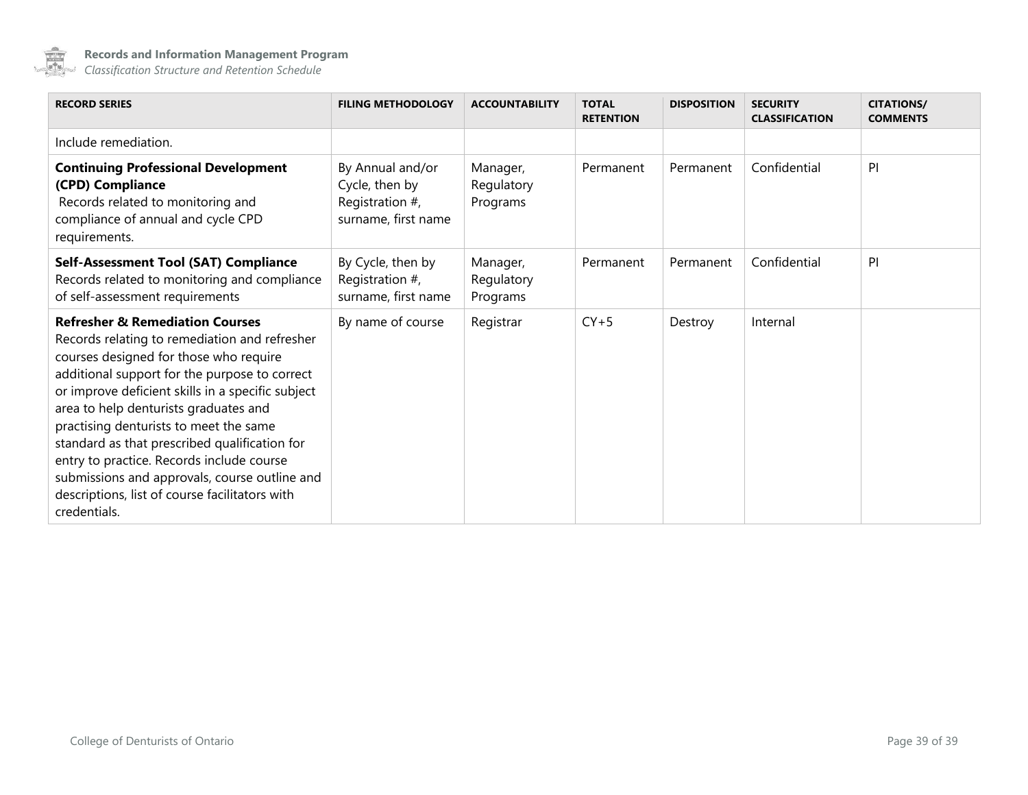| RECORD SERIES | FILING METHODOLOGY | ACCOUNTABILITY | TOTAL RETENTION | DISPOSITION | SECURITY CLASSIFICATION | CITATIONS/ COMMENTS |
|---|---|---|---|---|---|---|
| Include remediation. | | | | | | |
| **Continuing Professional Development (CPD) Compliance** Records related to monitoring and compliance of annual and cycle CPD requirements. | By Annual and/or Cycle, then by Registration #, surname, first name | Manager, Regulatory Programs | Permanent | Permanent | Confidential | PI |
| **Self-Assessment Tool (SAT) Compliance** Records related to monitoring and compliance of self-assessment requirements | By Cycle, then by Registration #, surname, first name | Manager, Regulatory Programs | Permanent | Permanent | Confidential | PI |
| **Refresher & Remediation Courses** Records relating to remediation and refresher courses designed for those who require additional support for the purpose to correct or improve deficient skills in a specific subject area to help denturists graduates and practising denturists to meet the same standard as that prescribed qualification for entry to practice. Records include course submissions and approvals, course outline and descriptions, list of course facilitators with credentials. | By name of course | Registrar | CY+5 | Destroy | Internal | |